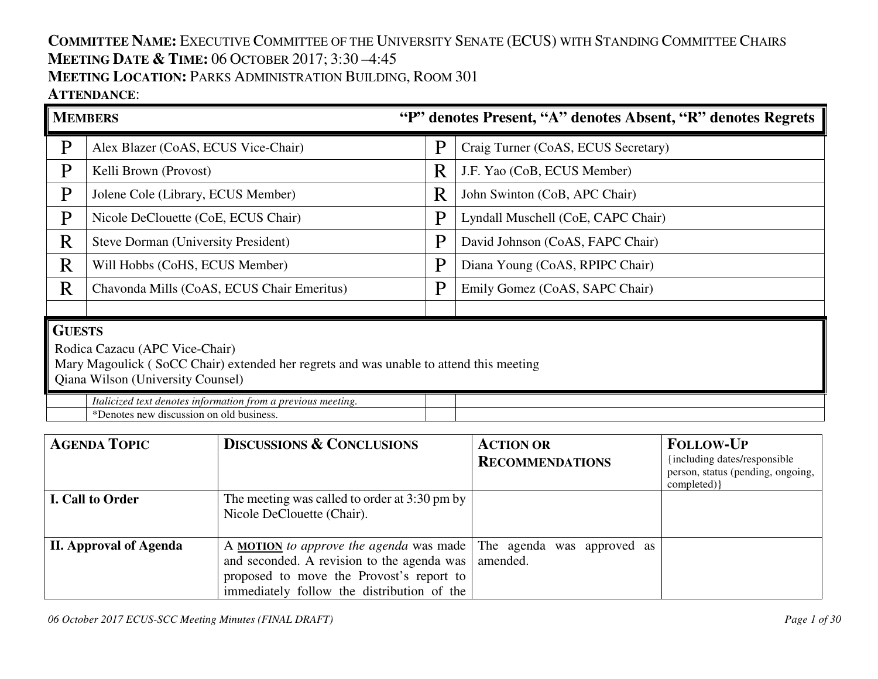**COMMITTEE NAME:** EXECUTIVE COMMITTEE OF THE UNIVERSITY SENATE (ECUS) WITH STANDING COMMITTEE CHAIRS
**MEETING DATE & TIME:** 06 OCTOBER 2017; 3:30 –4:45
**MEETING LOCATION:** PARKS ADMINISTRATION BUILDING, ROOM 301
**ATTENDANCE**:

| **MEMBERS** | | **"P" denotes Present, "A" denotes Absent, "R" denotes Regrets** | |
|---|---|---|---|
| P | Alex Blazer (CoAS, ECUS Vice-Chair) | P | Craig Turner (CoAS, ECUS Secretary) |
| P | Kelli Brown (Provost) | R | J.F. Yao (CoB, ECUS Member) |
| P | Jolene Cole (Library, ECUS Member) | R | John Swinton (CoB, APC Chair) |
| P | Nicole DeClouette (CoE, ECUS Chair) | P | Lyndall Muschell (CoE, CAPC Chair) |
| R | Steve Dorman (University President) | P | David Johnson (CoAS, FAPC Chair) |
| R | Will Hobbs (CoHS, ECUS Member) | P | Diana Young (CoAS, RPIPC Chair) |
| R | Chavonda Mills (CoAS, ECUS Chair Emeritus) | P | Emily Gomez (CoAS, SAPC Chair) |
| | | | |

**GUESTS**

Rodica Cazacu (APC Vice-Chair)
Mary Magoulick ( SoCC Chair) extended her regrets and was unable to attend this meeting
Qiana Wilson (University Counsel)

*Italicized text denotes information from a previous meeting.*
*Denotes new discussion on old business.

| **AGENDA TOPIC** | **DISCUSSIONS & CONCLUSIONS** | **ACTION OR RECOMMENDATIONS** | **FOLLOW-UP** {including dates/responsible person, status (pending, ongoing, completed)} |
|---|---|---|---|
| **I. Call to Order** | The meeting was called to order at 3:30 pm by Nicole DeClouette (Chair). | | |
| **II. Approval of Agenda** | A **MOTION** *to approve the agenda* was made and seconded. A revision to the agenda was proposed to move the Provost's report to immediately follow the distribution of the | The agenda was approved as amended. | |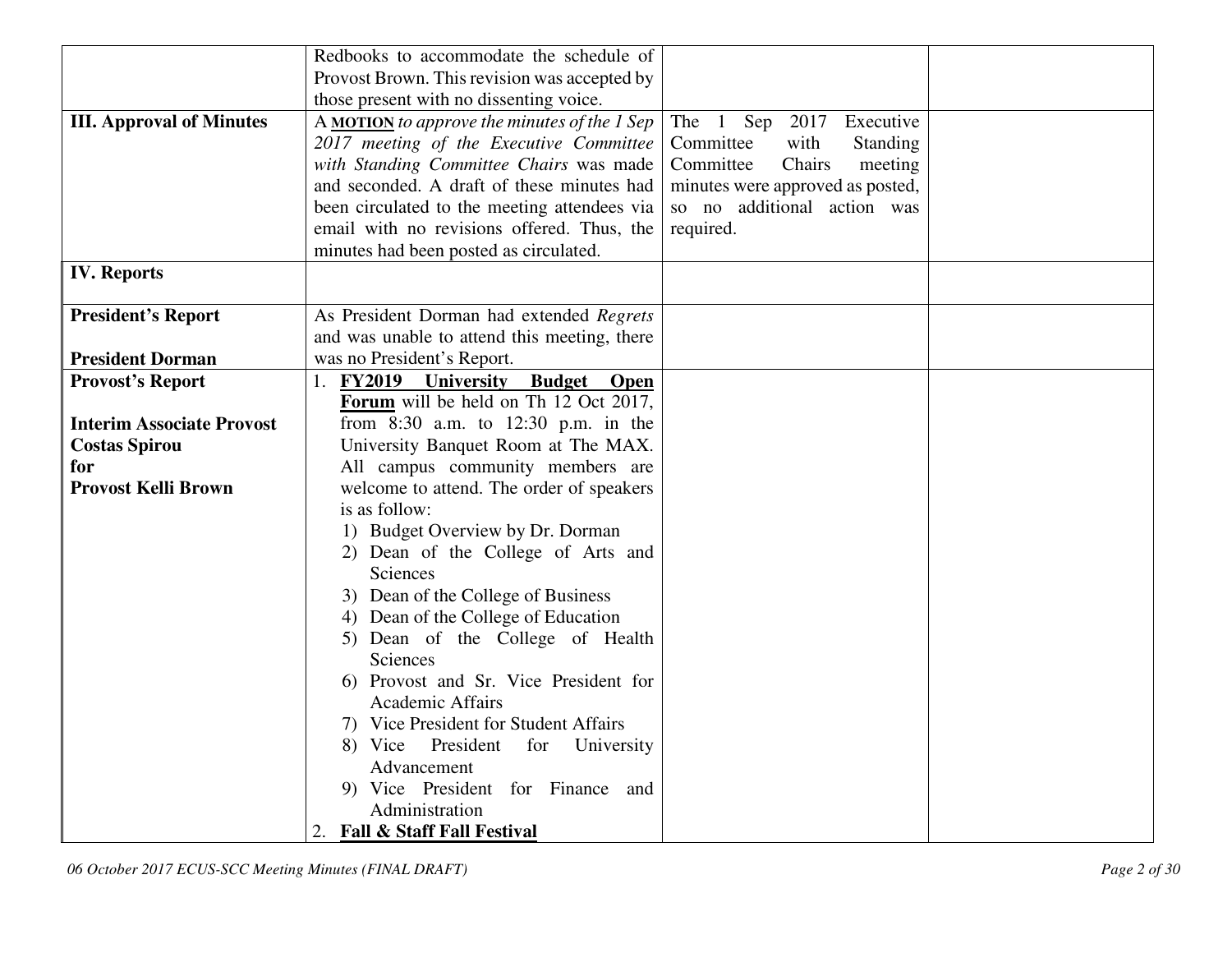| | | | |
|---|---|---|---|
| | Redbooks to accommodate the schedule of Provost Brown. This revision was accepted by those present with no dissenting voice. | | |
| **III. Approval of Minutes** | A **MOTION** *to approve the minutes of the 1 Sep 2017 meeting of the Executive Committee with Standing Committee Chairs* was made and seconded. A draft of these minutes had been circulated to the meeting attendees via email with no revisions offered. Thus, the minutes had been posted as circulated. | The 1 Sep 2017 Executive Committee with Standing Committee Chairs meeting minutes were approved as posted, so no additional action was required. | |
| **IV. Reports** | | | |
| **President's Report**<br><br>**President Dorman** | As President Dorman had extended *Regrets* and was unable to attend this meeting, there was no President's Report. | | |
| **Provost's Report**<br><br>**Interim Associate Provost Costas Spirou for Provost Kelli Brown** | 1. **FY2019 University Budget Open Forum** will be held on Th 12 Oct 2017, from 8:30 a.m. to 12:30 p.m. in the University Banquet Room at The MAX. All campus community members are welcome to attend. The order of speakers is as follow:<br>1) Budget Overview by Dr. Dorman<br>2) Dean of the College of Arts and Sciences<br>3) Dean of the College of Business<br>4) Dean of the College of Education<br>5) Dean of the College of Health Sciences<br>6) Provost and Sr. Vice President for Academic Affairs<br>7) Vice President for Student Affairs<br>8) Vice President for University Advancement<br>9) Vice President for Finance and Administration<br>2. **Fall & Staff Fall Festival** | | |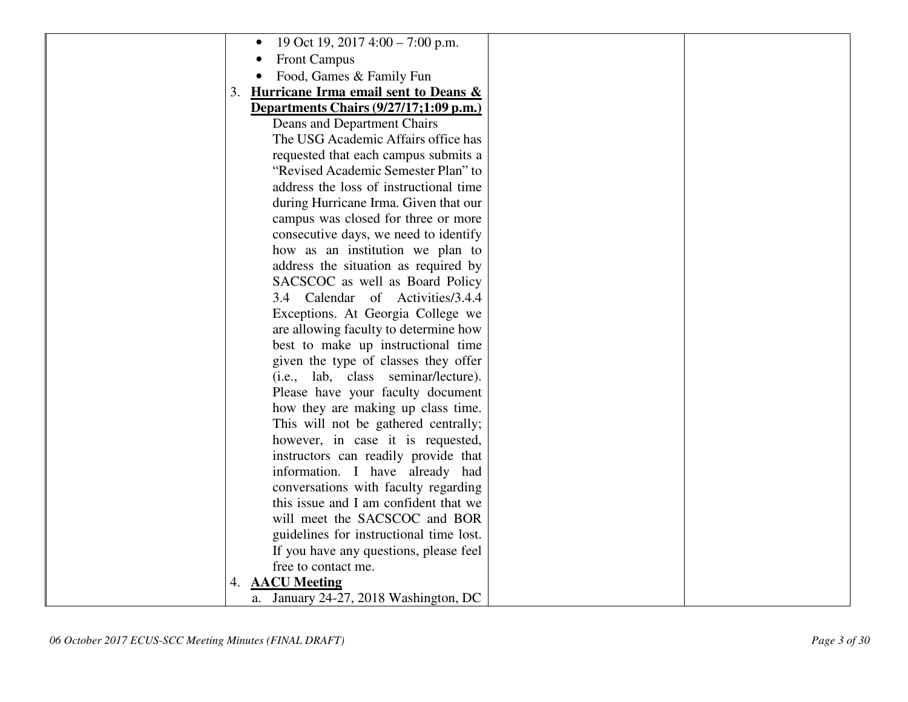| | | | |
|---|---|---|---|
| | • 19 Oct 19, 2017 4:00 – 7:00 p.m.<br>• Front Campus<br>• Food, Games & Family Fun<br>3. **Hurricane Irma email sent to Deans & Departments Chairs (9/27/17;1:09 p.m.)**<br>Deans and Department Chairs<br>The USG Academic Affairs office has requested that each campus submits a "Revised Academic Semester Plan" to address the loss of instructional time during Hurricane Irma. Given that our campus was closed for three or more consecutive days, we need to identify how as an institution we plan to address the situation as required by SACSCOC as well as Board Policy 3.4 Calendar of Activities/3.4.4 Exceptions. At Georgia College we are allowing faculty to determine how best to make up instructional time given the type of classes they offer (i.e., lab, class seminar/lecture). Please have your faculty document how they are making up class time. This will not be gathered centrally; however, in case it is requested, instructors can readily provide that information. I have already had conversations with faculty regarding this issue and I am confident that we will meet the SACSCOC and BOR guidelines for instructional time lost. If you have any questions, please feel free to contact me.<br>4. **AACU Meeting**<br>a. January 24-27, 2018 Washington, DC | | |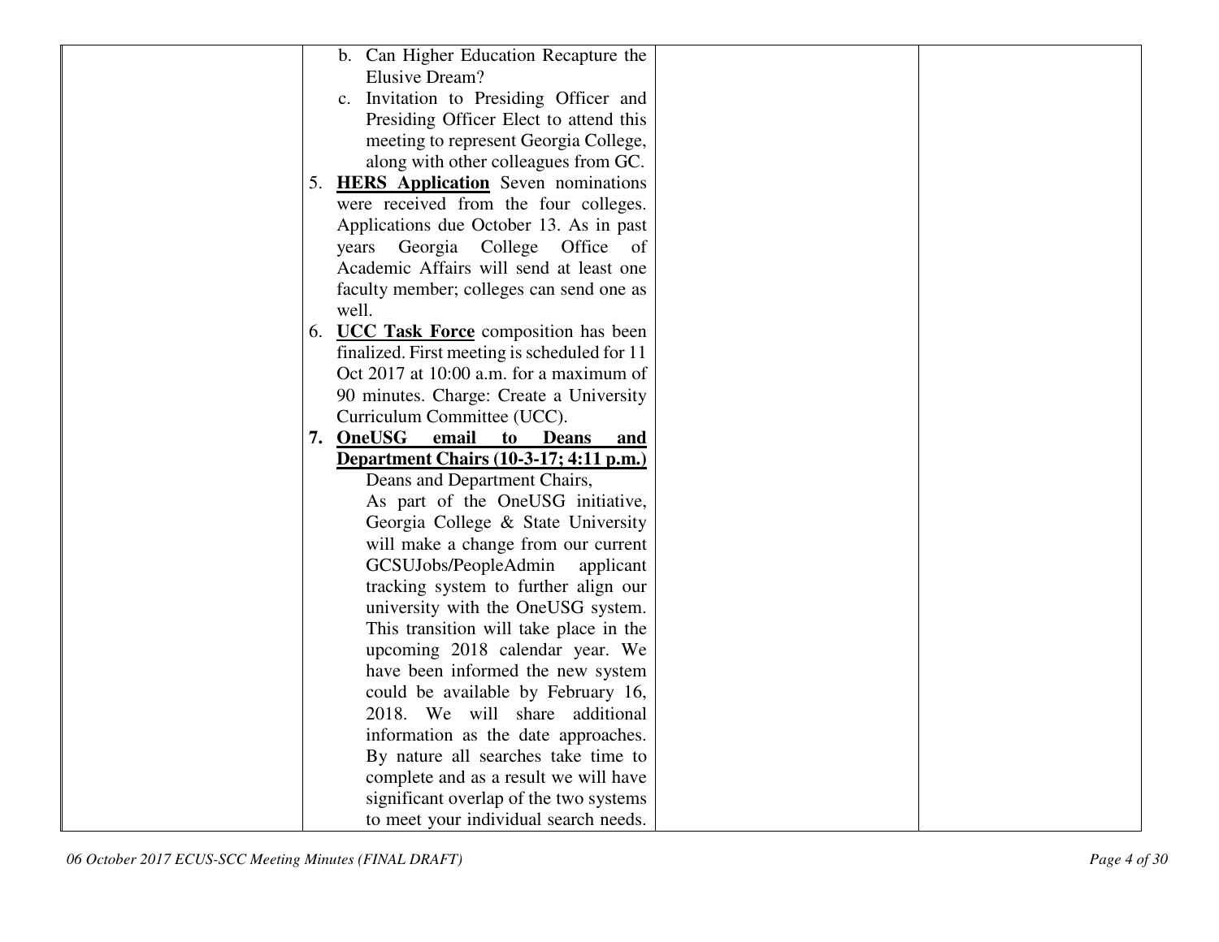| | | | |
|---|---|---|---|
| | b. Can Higher Education Recapture the Elusive Dream?<br>c. Invitation to Presiding Officer and Presiding Officer Elect to attend this meeting to represent Georgia College, along with other colleagues from GC.<br>5. **HERS Application** Seven nominations were received from the four colleges. Applications due October 13. As in past years Georgia College Office of Academic Affairs will send at least one faculty member; colleges can send one as well.<br>6. **UCC Task Force** composition has been finalized. First meeting is scheduled for 11 Oct 2017 at 10:00 a.m. for a maximum of 90 minutes. Charge: Create a University Curriculum Committee (UCC).<br>**7. OneUSG email to Deans and Department Chairs (10-3-17; 4:11 p.m.)**<br>Deans and Department Chairs,<br>As part of the OneUSG initiative, Georgia College & State University will make a change from our current GCSUJobs/PeopleAdmin applicant tracking system to further align our university with the OneUSG system. This transition will take place in the upcoming 2018 calendar year. We have been informed the new system could be available by February 16, 2018. We will share additional information as the date approaches. By nature all searches take time to complete and as a result we will have significant overlap of the two systems to meet your individual search needs. | | |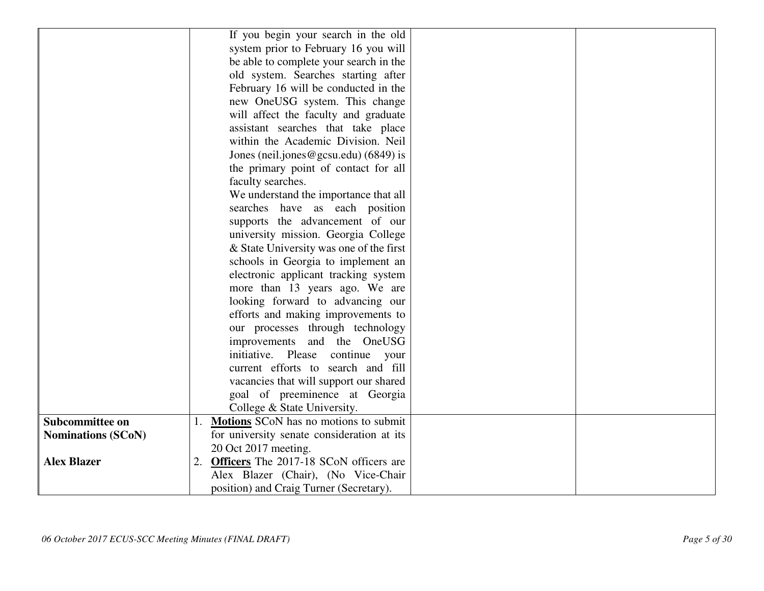| | | | |
|---|---|---|---|
| | If you begin your search in the old system prior to February 16 you will be able to complete your search in the old system. Searches starting after February 16 will be conducted in the new OneUSG system. This change will affect the faculty and graduate assistant searches that take place within the Academic Division. Neil Jones (neil.jones@gcsu.edu) (6849) is the primary point of contact for all faculty searches.<br>We understand the importance that all searches have as each position supports the advancement of our university mission. Georgia College & State University was one of the first schools in Georgia to implement an electronic applicant tracking system more than 13 years ago. We are looking forward to advancing our efforts and making improvements to our processes through technology improvements and the OneUSG initiative. Please continue your current efforts to search and fill vacancies that will support our shared goal of preeminence at Georgia College & State University. | | |
| **Subcommittee on Nominations (SCoN)**<br><br>**Alex Blazer** | 1. **Motions** SCoN has no motions to submit for university senate consideration at its 20 Oct 2017 meeting.<br>2. **Officers** The 2017-18 SCoN officers are Alex Blazer (Chair), (No Vice-Chair position) and Craig Turner (Secretary). | | |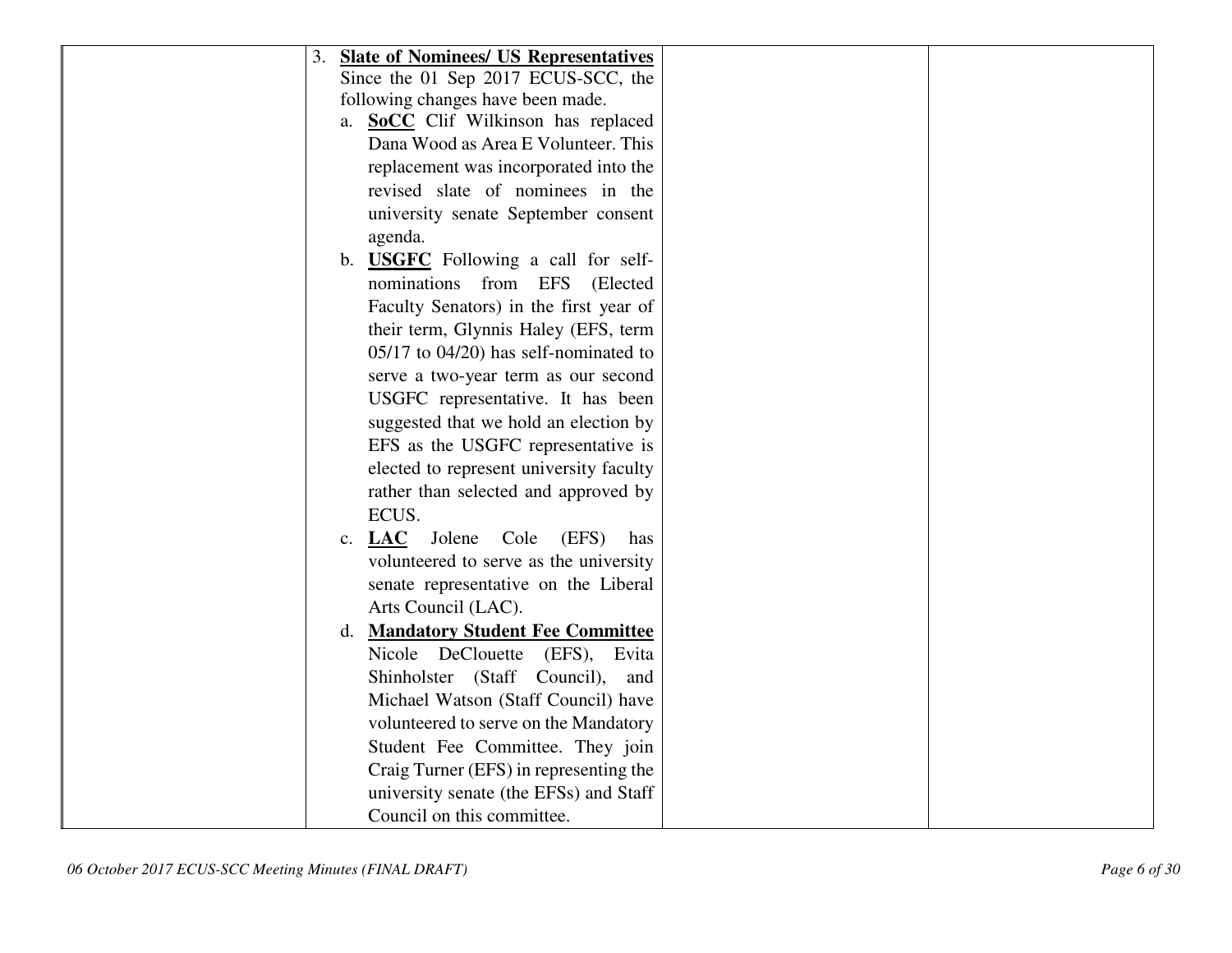| | | | |
|---|---|---|---|
| | 3. **Slate of Nominees/ US Representatives** Since the 01 Sep 2017 ECUS-SCC, the following changes have been made.<br>a. **SoCC** Clif Wilkinson has replaced Dana Wood as Area E Volunteer. This replacement was incorporated into the revised slate of nominees in the university senate September consent agenda.<br>b. **USGFC** Following a call for self-nominations from EFS (Elected Faculty Senators) in the first year of their term, Glynnis Haley (EFS, term 05/17 to 04/20) has self-nominated to serve a two-year term as our second USGFC representative. It has been suggested that we hold an election by EFS as the USGFC representative is elected to represent university faculty rather than selected and approved by ECUS.<br>c. **LAC** Jolene Cole (EFS) has volunteered to serve as the university senate representative on the Liberal Arts Council (LAC).<br>d. **Mandatory Student Fee Committee** Nicole DeClouette (EFS), Evita Shinholster (Staff Council), and Michael Watson (Staff Council) have volunteered to serve on the Mandatory Student Fee Committee. They join Craig Turner (EFS) in representing the university senate (the EFSs) and Staff Council on this committee. | | |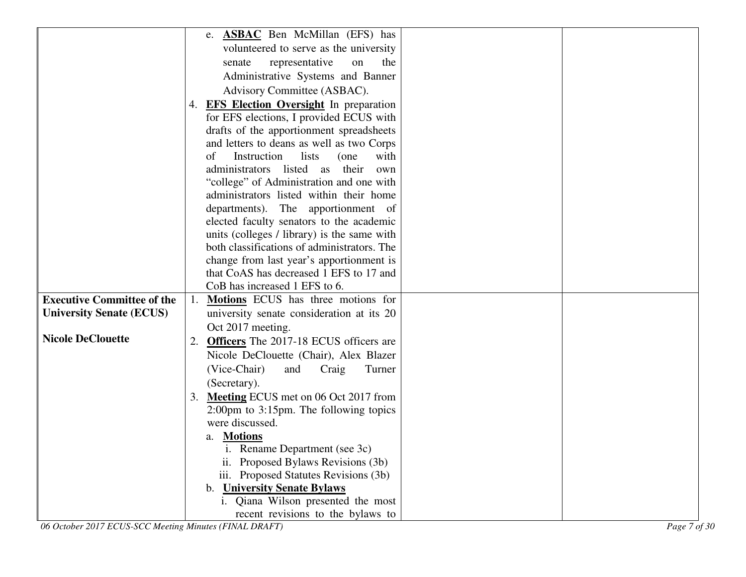| | | | |
|---|---|---|---|
| | e. **ASBAC** Ben McMillan (EFS) has volunteered to serve as the university senate representative on the Administrative Systems and Banner Advisory Committee (ASBAC).<br>4. **EFS Election Oversight** In preparation for EFS elections, I provided ECUS with drafts of the apportionment spreadsheets and letters to deans as well as two Corps of Instruction lists (one with administrators listed as their own "college" of Administration and one with administrators listed within their home departments). The apportionment of elected faculty senators to the academic units (colleges / library) is the same with both classifications of administrators. The change from last year's apportionment is that CoAS has decreased 1 EFS to 17 and CoB has increased 1 EFS to 6. | | |
| **Executive Committee of the University Senate (ECUS)**<br><br>**Nicole DeClouette** | 1. **Motions** ECUS has three motions for university senate consideration at its 20 Oct 2017 meeting.<br>2. **Officers** The 2017-18 ECUS officers are Nicole DeClouette (Chair), Alex Blazer (Vice-Chair) and Craig Turner (Secretary).<br>3. **Meeting** ECUS met on 06 Oct 2017 from 2:00pm to 3:15pm. The following topics were discussed.<br>a. **Motions**<br>i. Rename Department (see 3c)<br>ii. Proposed Bylaws Revisions (3b)<br>iii. Proposed Statutes Revisions (3b)<br>b. **University Senate Bylaws**<br>i. Qiana Wilson presented the most recent revisions to the bylaws to | | |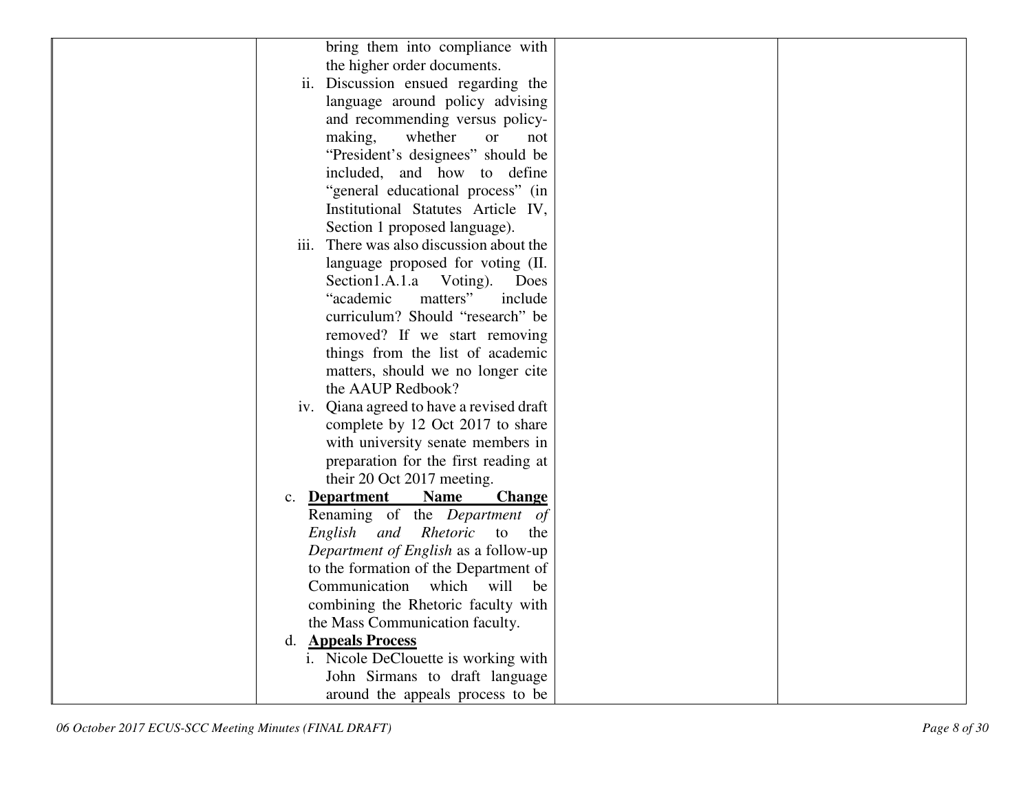| | | | |
|---|---|---|---|
| | bring them into compliance with the higher order documents.<br>ii. Discussion ensued regarding the language around policy advising and recommending versus policy-making, whether or not "President's designees" should be included, and how to define "general educational process" (in Institutional Statutes Article IV, Section 1 proposed language).<br>iii. There was also discussion about the language proposed for voting (II. Section1.A.1.a Voting). Does "academic matters" include curriculum? Should "research" be removed? If we start removing things from the list of academic matters, should we no longer cite the AAUP Redbook?<br>iv. Qiana agreed to have a revised draft complete by 12 Oct 2017 to share with university senate members in preparation for the first reading at their 20 Oct 2017 meeting.<br>c. **Department Name Change**<br>Renaming of the *Department of English and Rhetoric* to the *Department of English* as a follow-up to the formation of the Department of Communication which will be combining the Rhetoric faculty with the Mass Communication faculty.<br>d. **Appeals Process**<br>i. Nicole DeClouette is working with John Sirmans to draft language around the appeals process to be | | |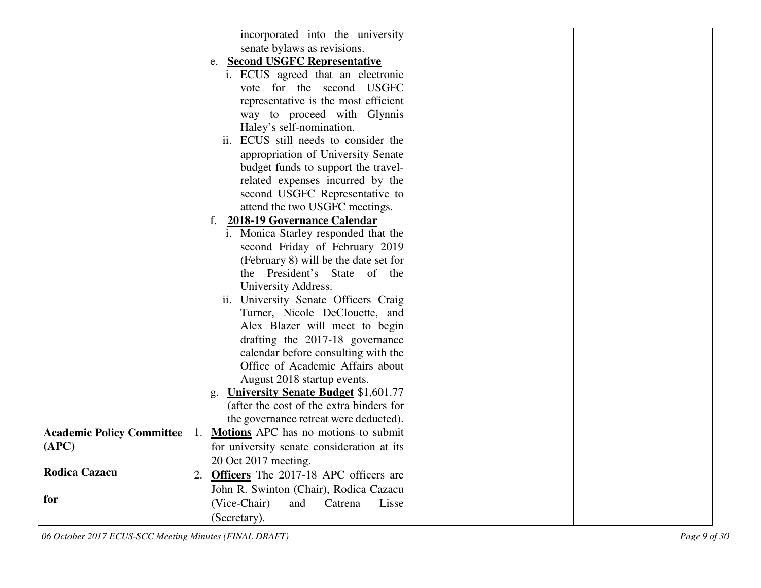| | | | |
|---|---|---|---|
| | incorporated into the university senate bylaws as revisions.<br>e. **<u>Second USGFC Representative</u>**<br>i. ECUS agreed that an electronic vote for the second USGFC representative is the most efficient way to proceed with Glynnis Haley's self-nomination.<br>ii. ECUS still needs to consider the appropriation of University Senate budget funds to support the travel-related expenses incurred by the second USGFC Representative to attend the two USGFC meetings.<br>f. **<u>2018-19 Governance Calendar</u>**<br>i. Monica Starley responded that the second Friday of February 2019 (February 8) will be the date set for the President's State of the University Address.<br>ii. University Senate Officers Craig Turner, Nicole DeClouette, and Alex Blazer will meet to begin drafting the 2017-18 governance calendar before consulting with the Office of Academic Affairs about August 2018 startup events.<br>g. **<u>University Senate Budget</u>** $1,601.77 (after the cost of the extra binders for the governance retreat were deducted). | | |
| **Academic Policy Committee (APC)**<br><br>**Rodica Cazacu**<br><br>**for** | 1. **<u>Motions</u>** APC has no motions to submit for university senate consideration at its 20 Oct 2017 meeting.<br>2. **<u>Officers</u>** The 2017-18 APC officers are John R. Swinton (Chair), Rodica Cazacu (Vice-Chair) and Catrena Lisse (Secretary). | | |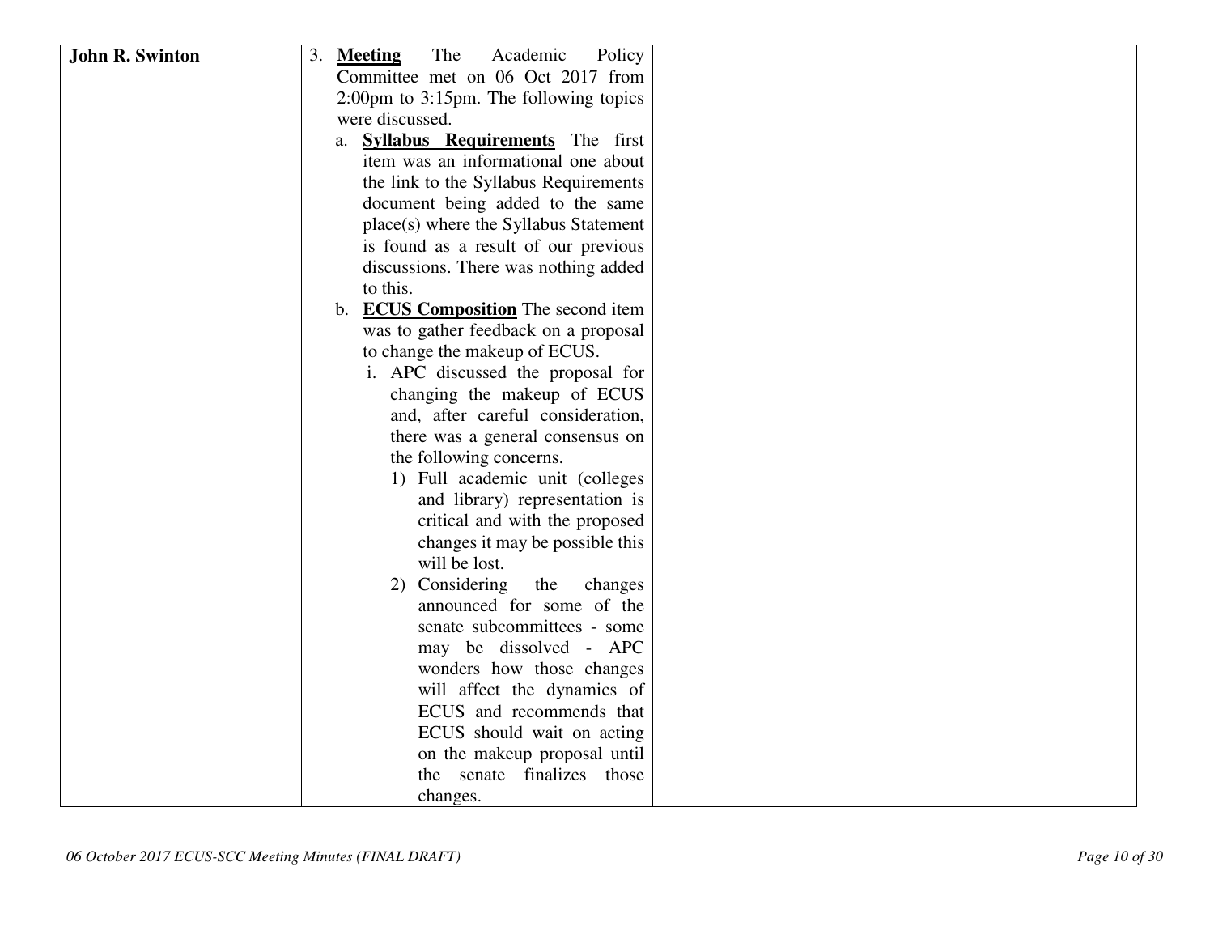| | | | |
|---|---|---|---|
| **John R. Swinton** | 3. **Meeting** The Academic Policy Committee met on 06 Oct 2017 from 2:00pm to 3:15pm. The following topics were discussed.<br>a. **Syllabus Requirements** The first item was an informational one about the link to the Syllabus Requirements document being added to the same place(s) where the Syllabus Statement is found as a result of our previous discussions. There was nothing added to this.<br>b. **ECUS Composition** The second item was to gather feedback on a proposal to change the makeup of ECUS.<br>i. APC discussed the proposal for changing the makeup of ECUS and, after careful consideration, there was a general consensus on the following concerns.<br>1) Full academic unit (colleges and library) representation is critical and with the proposed changes it may be possible this will be lost.<br>2) Considering the changes announced for some of the senate subcommittees - some may be dissolved - APC wonders how those changes will affect the dynamics of ECUS and recommends that ECUS should wait on acting on the makeup proposal until the senate finalizes those changes. | | |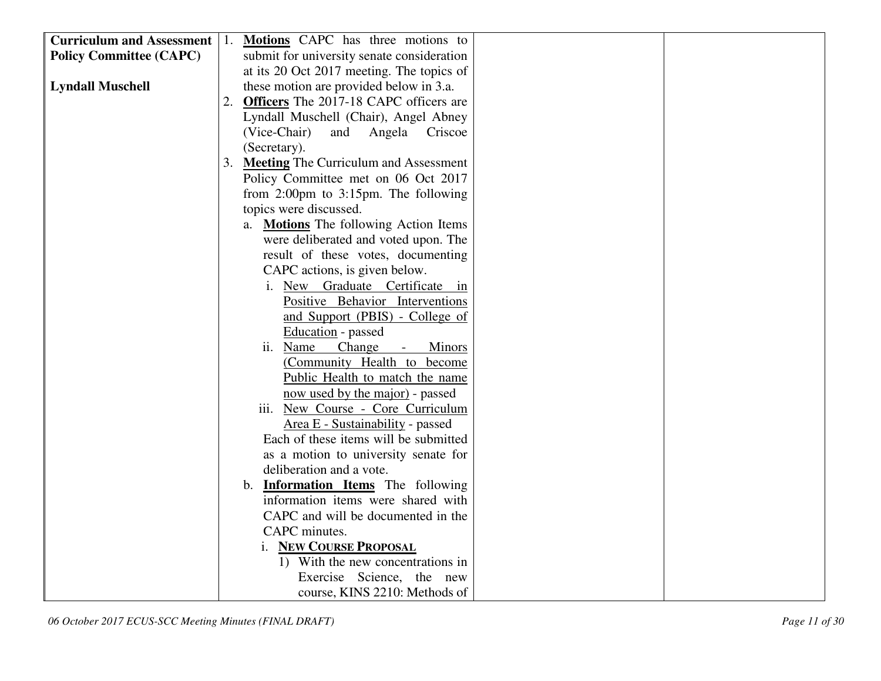| | | | |
|---|---|---|---|
| **Curriculum and Assessment Policy Committee (CAPC)**<br><br>**Lyndall Muschell** | 1. **<u>Motions</u>** CAPC has three motions to submit for university senate consideration at its 20 Oct 2017 meeting. The topics of these motion are provided below in 3.a.<br>2. **<u>Officers</u>** The 2017-18 CAPC officers are Lyndall Muschell (Chair), Angel Abney (Vice-Chair) and Angela Criscoe (Secretary).<br>3. **<u>Meeting</u>** The Curriculum and Assessment Policy Committee met on 06 Oct 2017 from 2:00pm to 3:15pm. The following topics were discussed.<br>&nbsp;&nbsp;a. **<u>Motions</u>** The following Action Items were deliberated and voted upon. The result of these votes, documenting CAPC actions, is given below.<br>&nbsp;&nbsp;&nbsp;&nbsp;i. <u>New Graduate Certificate in Positive Behavior Interventions and Support (PBIS) - College of Education</u> - passed<br>&nbsp;&nbsp;&nbsp;&nbsp;ii. <u>Name Change - Minors (Community Health to become Public Health to match the name now used by the major)</u> - passed<br>&nbsp;&nbsp;&nbsp;&nbsp;iii. <u>New Course - Core Curriculum Area E - Sustainability</u> - passed<br>&nbsp;&nbsp;Each of these items will be submitted as a motion to university senate for deliberation and a vote.<br>&nbsp;&nbsp;b. **<u>Information Items</u>** The following information items were shared with CAPC and will be documented in the CAPC minutes.<br>&nbsp;&nbsp;&nbsp;&nbsp;i. **<u>NEW COURSE PROPOSAL</u>**<br>&nbsp;&nbsp;&nbsp;&nbsp;&nbsp;&nbsp;1) With the new concentrations in Exercise Science, the new course, KINS 2210: Methods of | | |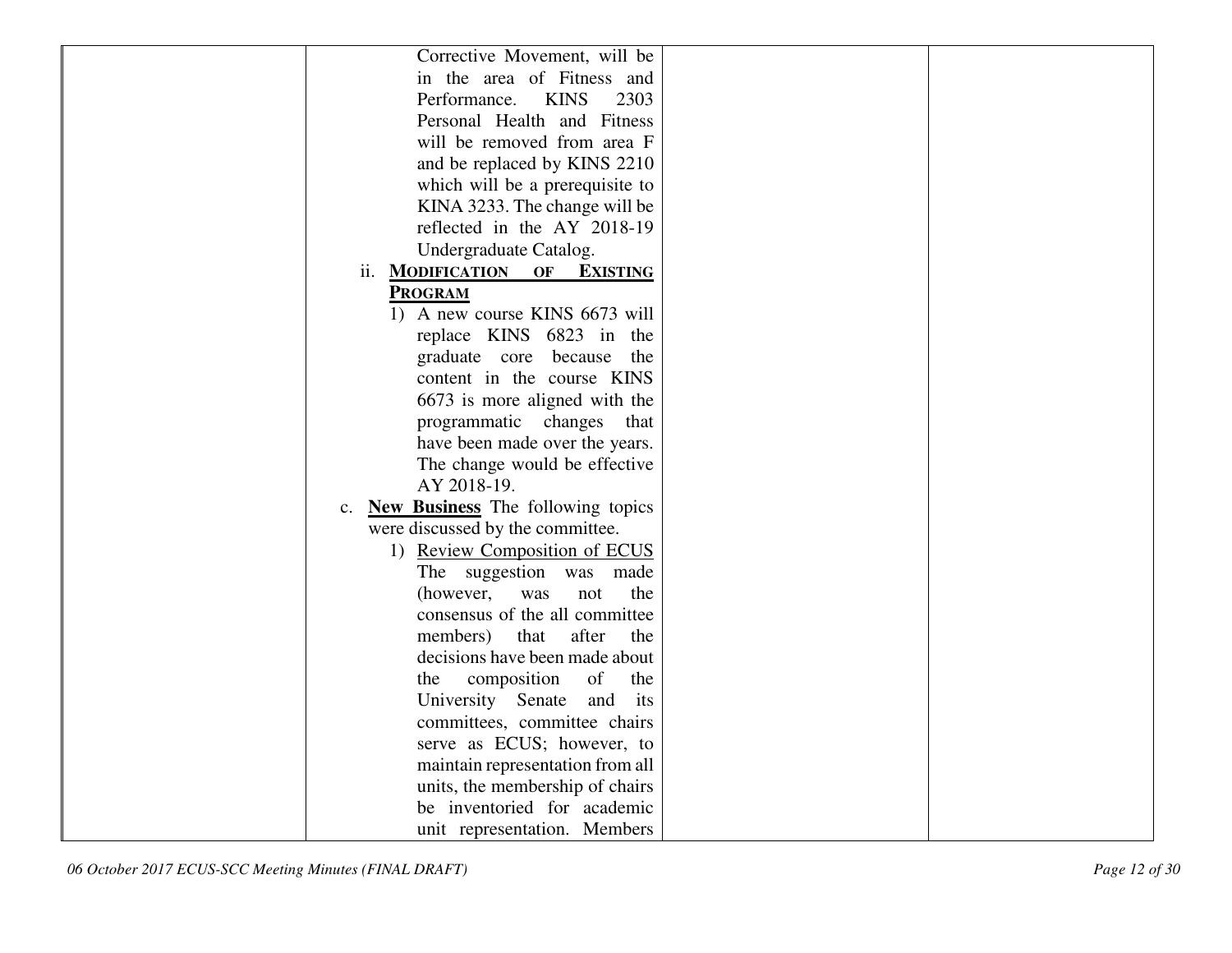| | | | |
|---|---|---|---|
| | Corrective Movement, will be in the area of Fitness and Performance. KINS 2303 Personal Health and Fitness will be removed from area F and be replaced by KINS 2210 which will be a prerequisite to KINA 3233. The change will be reflected in the AY 2018-19 Undergraduate Catalog.<br>ii. **MODIFICATION OF EXISTING PROGRAM**<br>1) A new course KINS 6673 will replace KINS 6823 in the graduate core because the content in the course KINS 6673 is more aligned with the programmatic changes that have been made over the years. The change would be effective AY 2018-19.<br>c. **New Business** The following topics were discussed by the committee.<br>1) Review Composition of ECUS The suggestion was made (however, was not the consensus of the all committee members) that after the decisions have been made about the composition of the University Senate and its committees, committee chairs serve as ECUS; however, to maintain representation from all units, the membership of chairs be inventoried for academic unit representation. Members | | |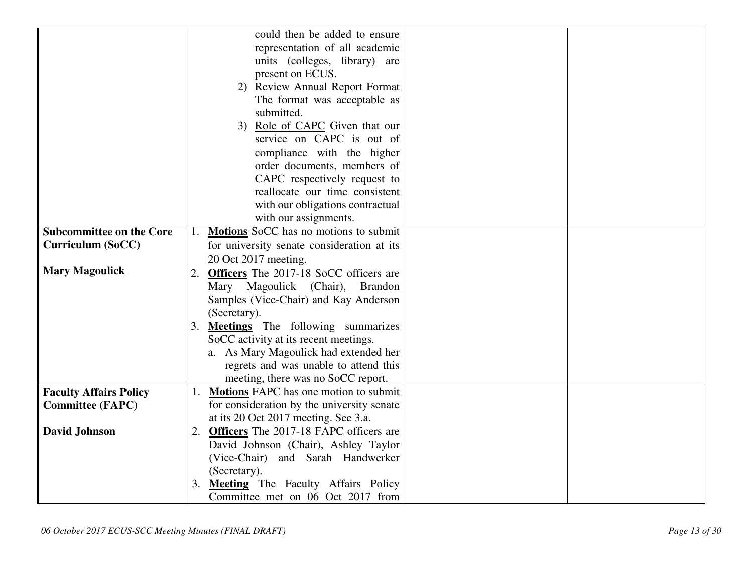| | | | |
|---|---|---|---|
| | could then be added to ensure representation of all academic units (colleges, library) are present on ECUS.<br>2) Review Annual Report Format The format was acceptable as submitted.<br>3) Role of CAPC Given that our service on CAPC is out of compliance with the higher order documents, members of CAPC respectively request to reallocate our time consistent with our obligations contractual with our assignments. | | |
| **Subcommittee on the Core Curriculum (SoCC)**<br><br>**Mary Magoulick** | 1. **Motions** SoCC has no motions to submit for university senate consideration at its 20 Oct 2017 meeting.<br>2. **Officers** The 2017-18 SoCC officers are Mary Magoulick (Chair), Brandon Samples (Vice-Chair) and Kay Anderson (Secretary).<br>3. **Meetings** The following summarizes SoCC activity at its recent meetings.<br>a. As Mary Magoulick had extended her regrets and was unable to attend this meeting, there was no SoCC report. | | |
| **Faculty Affairs Policy Committee (FAPC)**<br><br>**David Johnson** | 1. **Motions** FAPC has one motion to submit for consideration by the university senate at its 20 Oct 2017 meeting. See 3.a.<br>2. **Officers** The 2017-18 FAPC officers are David Johnson (Chair), Ashley Taylor (Vice-Chair) and Sarah Handwerker (Secretary).<br>3. **Meeting** The Faculty Affairs Policy Committee met on 06 Oct 2017 from | | |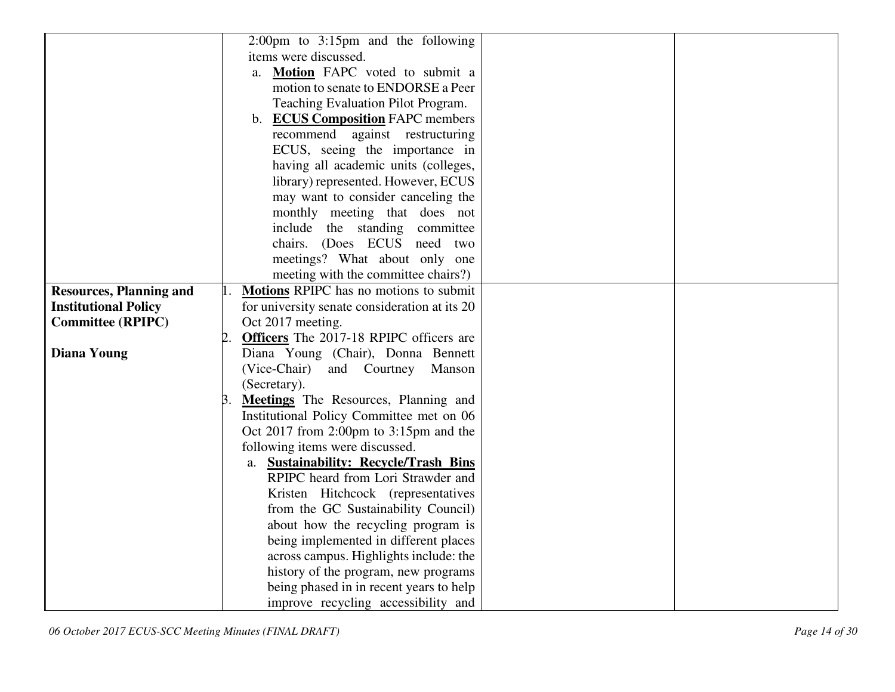| | | | |
|---|---|---|---|
| | 2:00pm to 3:15pm and the following items were discussed.<br>a. **Motion** FAPC voted to submit a motion to senate to ENDORSE a Peer Teaching Evaluation Pilot Program.<br>b. **ECUS Composition** FAPC members recommend against restructuring ECUS, seeing the importance in having all academic units (colleges, library) represented. However, ECUS may want to consider canceling the monthly meeting that does not include the standing committee chairs. (Does ECUS need two meetings? What about only one meeting with the committee chairs?) | | |
| **Resources, Planning and Institutional Policy Committee (RPIPC)**<br><br>**Diana Young** | 1. **Motions** RPIPC has no motions to submit for university senate consideration at its 20 Oct 2017 meeting.<br>2. **Officers** The 2017-18 RPIPC officers are Diana Young (Chair), Donna Bennett (Vice-Chair) and Courtney Manson (Secretary).<br>3. **Meetings** The Resources, Planning and Institutional Policy Committee met on 06 Oct 2017 from 2:00pm to 3:15pm and the following items were discussed.<br>a. **Sustainability: Recycle/Trash Bins** RPIPC heard from Lori Strawder and Kristen Hitchcock (representatives from the GC Sustainability Council) about how the recycling program is being implemented in different places across campus. Highlights include: the history of the program, new programs being phased in in recent years to help improve recycling accessibility and | | |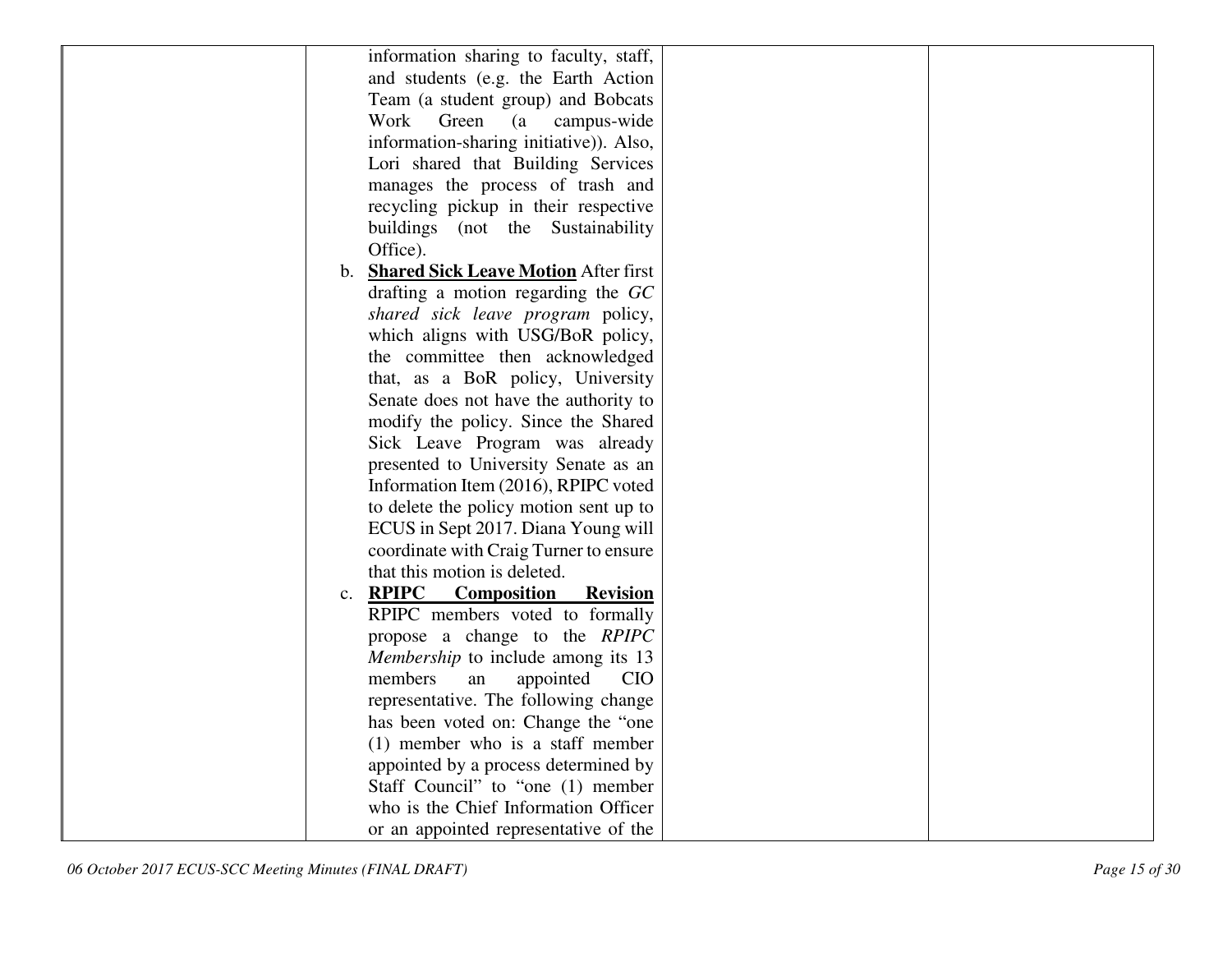| | | | |
|---|---|---|---|
| | information sharing to faculty, staff, and students (e.g. the Earth Action Team (a student group) and Bobcats Work Green (a campus-wide information-sharing initiative)). Also, Lori shared that Building Services manages the process of trash and recycling pickup in their respective buildings (not the Sustainability Office).<br>b. **<u>Shared Sick Leave Motion</u>** After first drafting a motion regarding the *GC shared sick leave program* policy, which aligns with USG/BoR policy, the committee then acknowledged that, as a BoR policy, University Senate does not have the authority to modify the policy. Since the Shared Sick Leave Program was already presented to University Senate as an Information Item (2016), RPIPC voted to delete the policy motion sent up to ECUS in Sept 2017. Diana Young will coordinate with Craig Turner to ensure that this motion is deleted.<br>c. **<u>RPIPC Composition Revision</u>** RPIPC members voted to formally propose a change to the *RPIPC Membership* to include among its 13 members an appointed CIO representative. The following change has been voted on: Change the "one (1) member who is a staff member appointed by a process determined by Staff Council" to "one (1) member who is the Chief Information Officer or an appointed representative of the | | |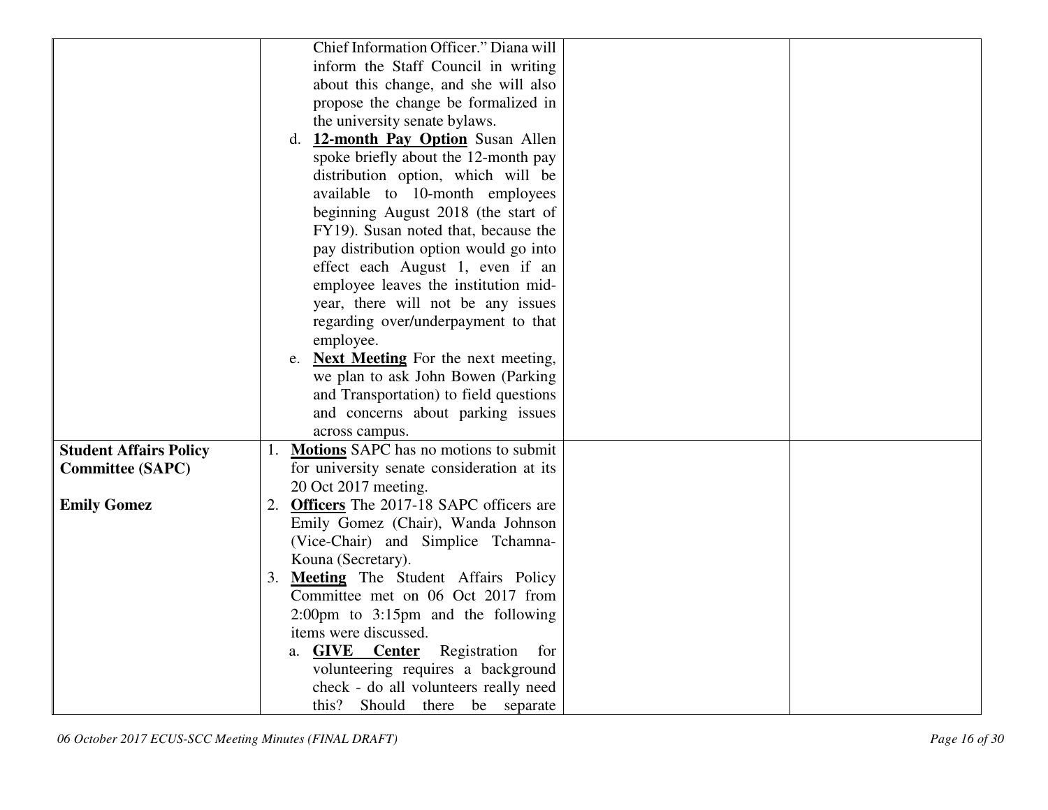| | | | |
|---|---|---|---|
| | Chief Information Officer." Diana will inform the Staff Council in writing about this change, and she will also propose the change be formalized in the university senate bylaws.<br>d. **<u>12-month Pay Option</u>** Susan Allen spoke briefly about the 12-month pay distribution option, which will be available to 10-month employees beginning August 2018 (the start of FY19). Susan noted that, because the pay distribution option would go into effect each August 1, even if an employee leaves the institution mid-year, there will not be any issues regarding over/underpayment to that employee.<br>e. **<u>Next Meeting</u>** For the next meeting, we plan to ask John Bowen (Parking and Transportation) to field questions and concerns about parking issues across campus. | | |
| **Student Affairs Policy Committee (SAPC)**<br><br>**Emily Gomez** | 1. **<u>Motions</u>** SAPC has no motions to submit for university senate consideration at its 20 Oct 2017 meeting.<br>2. **<u>Officers</u>** The 2017-18 SAPC officers are Emily Gomez (Chair), Wanda Johnson (Vice-Chair) and Simplice Tchamna-Kouna (Secretary).<br>3. **<u>Meeting</u>** The Student Affairs Policy Committee met on 06 Oct 2017 from 2:00pm to 3:15pm and the following items were discussed.<br>a. **<u>GIVE Center</u>** Registration for volunteering requires a background check - do all volunteers really need this? Should there be separate | | |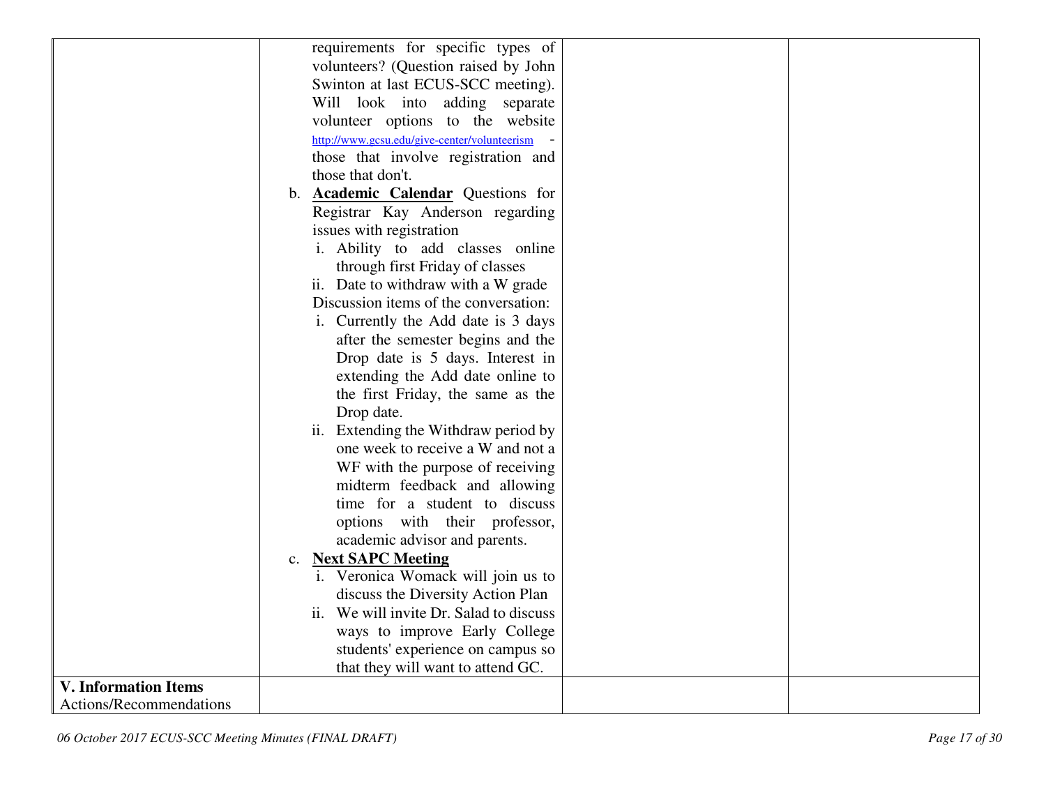| | | | |
|---|---|---|---|
| | requirements for specific types of volunteers? (Question raised by John Swinton at last ECUS-SCC meeting). Will look into adding separate volunteer options to the website http://www.gcsu.edu/give-center/volunteerism - those that involve registration and those that don't.<br>b. **Academic Calendar** Questions for Registrar Kay Anderson regarding issues with registration<br>i. Ability to add classes online through first Friday of classes<br>ii. Date to withdraw with a W grade<br>Discussion items of the conversation:<br>i. Currently the Add date is 3 days after the semester begins and the Drop date is 5 days. Interest in extending the Add date online to the first Friday, the same as the Drop date.<br>ii. Extending the Withdraw period by one week to receive a W and not a WF with the purpose of receiving midterm feedback and allowing time for a student to discuss options with their professor, academic advisor and parents.<br>c. **Next SAPC Meeting**<br>i. Veronica Womack will join us to discuss the Diversity Action Plan<br>ii. We will invite Dr. Salad to discuss ways to improve Early College students' experience on campus so that they will want to attend GC. | | |
| **V. Information Items**<br>Actions/Recommendations | | | |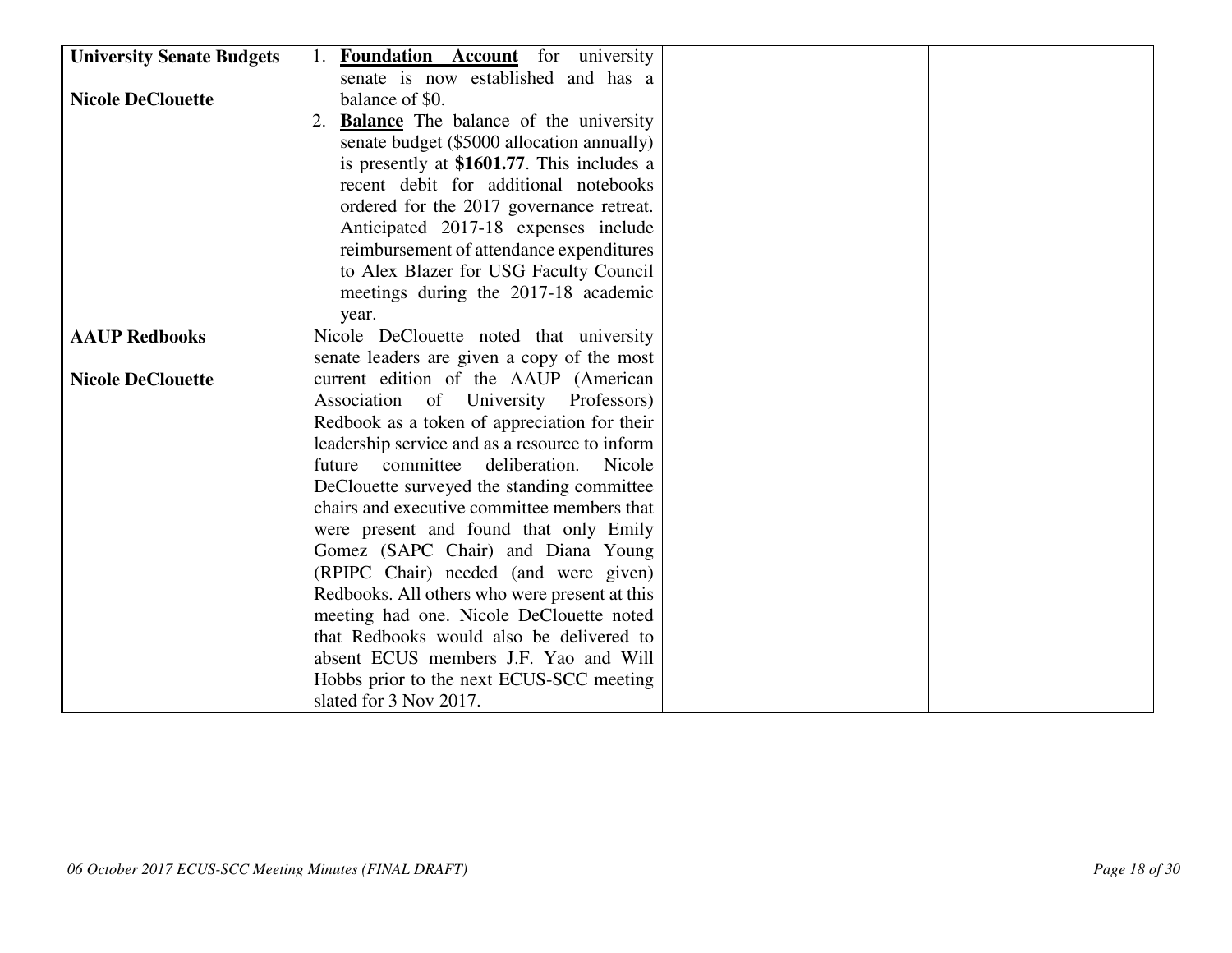| | | | |
|---|---|---|---|
| **University Senate Budgets**<br><br>**Nicole DeClouette** | 1. **<u>Foundation Account</u>** for university senate is now established and has a balance of $0.<br>2. **<u>Balance</u>** The balance of the university senate budget ($5000 allocation annually) is presently at **$1601.77**. This includes a recent debit for additional notebooks ordered for the 2017 governance retreat. Anticipated 2017-18 expenses include reimbursement of attendance expenditures to Alex Blazer for USG Faculty Council meetings during the 2017-18 academic year. | | |
| **AAUP Redbooks**<br><br>**Nicole DeClouette** | Nicole DeClouette noted that university senate leaders are given a copy of the most current edition of the AAUP (American Association of University Professors) Redbook as a token of appreciation for their leadership service and as a resource to inform future committee deliberation. Nicole DeClouette surveyed the standing committee chairs and executive committee members that were present and found that only Emily Gomez (SAPC Chair) and Diana Young (RPIPC Chair) needed (and were given) Redbooks. All others who were present at this meeting had one. Nicole DeClouette noted that Redbooks would also be delivered to absent ECUS members J.F. Yao and Will Hobbs prior to the next ECUS-SCC meeting slated for 3 Nov 2017. | | |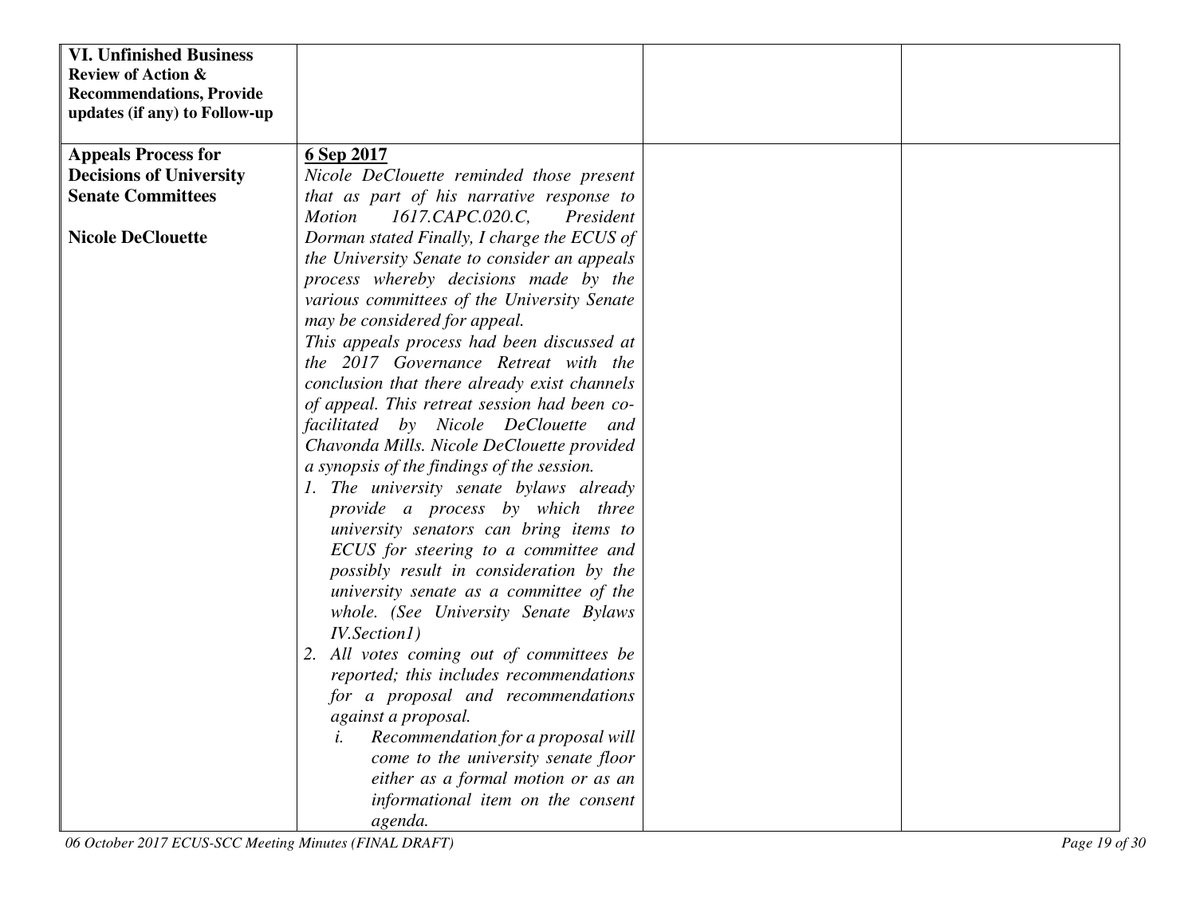| **VI. Unfinished Business Review of Action & Recommendations, Provide updates (if any) to Follow-up** | | | |
|---|---|---|---|
| **Appeals Process for Decisions of University Senate Committees**<br><br>**Nicole DeClouette** | **6 Sep 2017**<br>*Nicole DeClouette reminded those present that as part of his narrative response to Motion 1617.CAPC.020.C, President Dorman stated Finally, I charge the ECUS of the University Senate to consider an appeals process whereby decisions made by the various committees of the University Senate may be considered for appeal.*<br>*This appeals process had been discussed at the 2017 Governance Retreat with the conclusion that there already exist channels of appeal. This retreat session had been co-facilitated by Nicole DeClouette and Chavonda Mills. Nicole DeClouette provided a synopsis of the findings of the session.*<br>*1. The university senate bylaws already provide a process by which three university senators can bring items to ECUS for steering to a committee and possibly result in consideration by the university senate as a committee of the whole. (See University Senate Bylaws IV.Section1)*<br>*2. All votes coming out of committees be reported; this includes recommendations for a proposal and recommendations against a proposal.*<br>*i. Recommendation for a proposal will come to the university senate floor either as a formal motion or as an informational item on the consent agenda.* | | |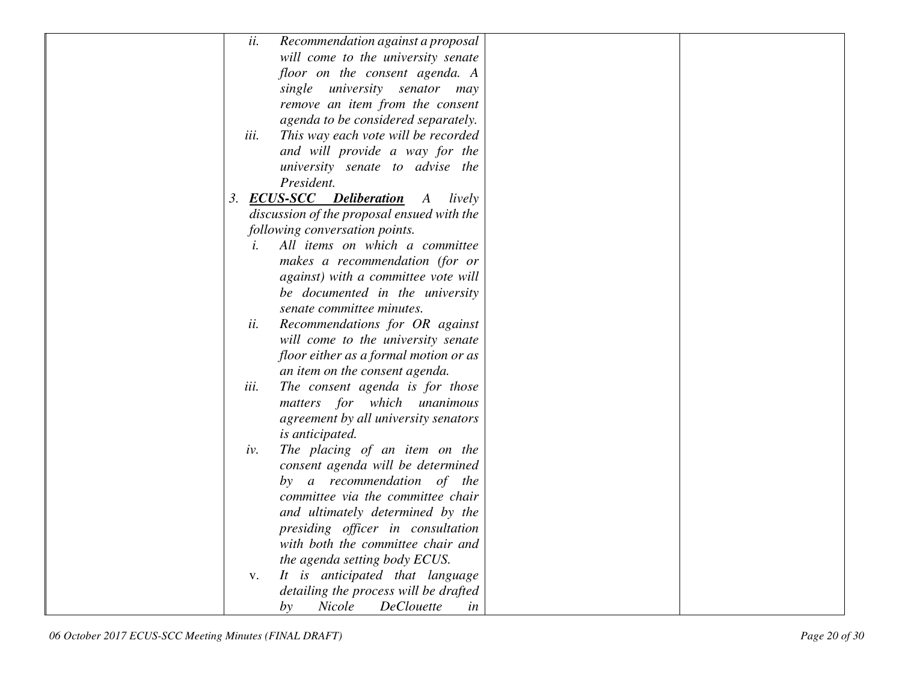| | | | |
|---|---|---|---|
| | ii. *Recommendation against a proposal will come to the university senate floor on the consent agenda. A single university senator may remove an item from the consent agenda to be considered separately.*<br>iii. *This way each vote will be recorded and will provide a way for the university senate to advise the President.*<br>3. ***ECUS-SCC Deliberation*** *A lively discussion of the proposal ensued with the following conversation points.*<br>i. *All items on which a committee makes a recommendation (for or against) with a committee vote will be documented in the university senate committee minutes.*<br>ii. *Recommendations for OR against will come to the university senate floor either as a formal motion or as an item on the consent agenda.*<br>iii. *The consent agenda is for those matters for which unanimous agreement by all university senators is anticipated.*<br>iv. *The placing of an item on the consent agenda will be determined by a recommendation of the committee via the committee chair and ultimately determined by the presiding officer in consultation with both the committee chair and the agenda setting body ECUS.*<br>v. *It is anticipated that language detailing the process will be drafted by Nicole DeClouette in* | | |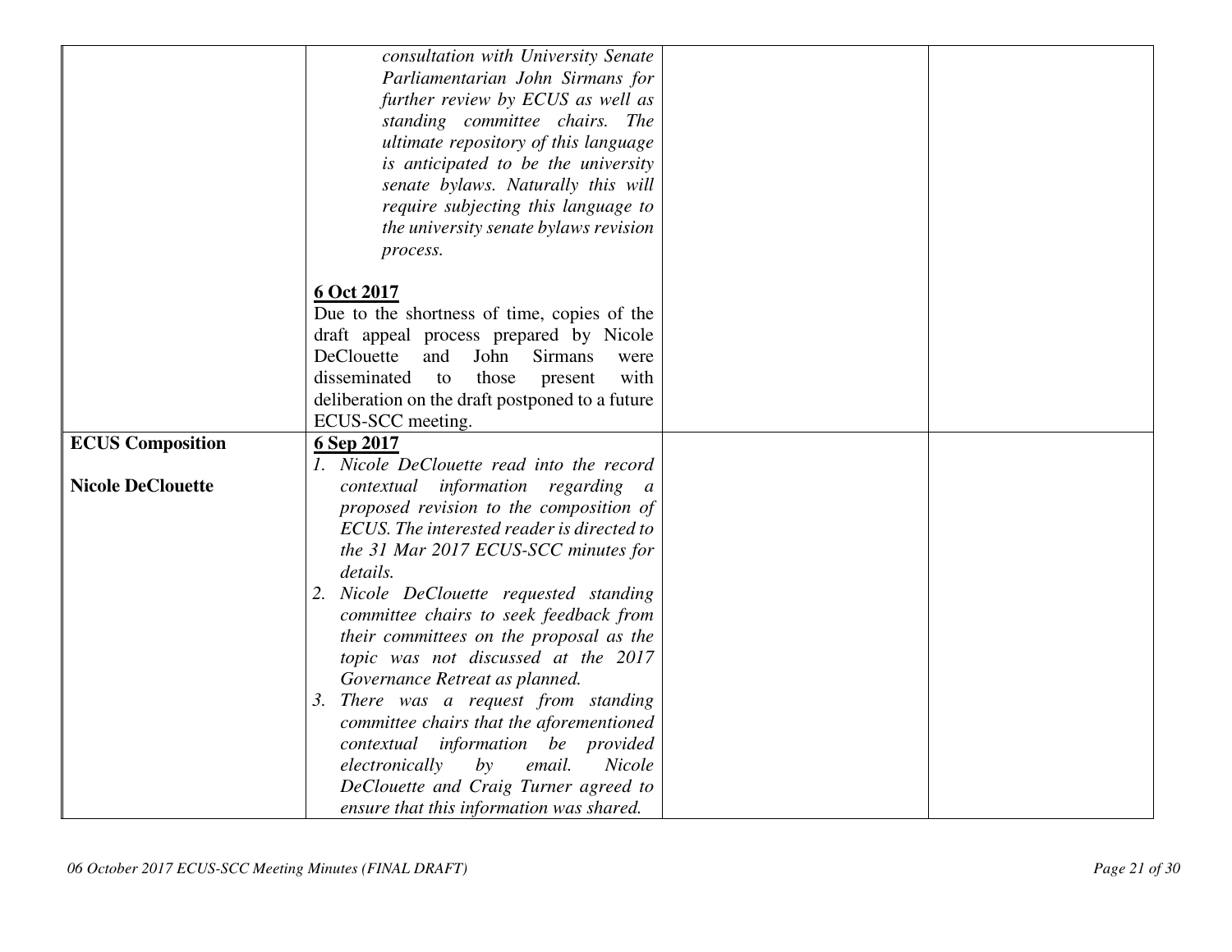| | | | |
|---|---|---|---|
| | *consultation with University Senate Parliamentarian John Sirmans for further review by ECUS as well as standing committee chairs. The ultimate repository of this language is anticipated to be the university senate bylaws. Naturally this will require subjecting this language to the university senate bylaws revision process.*<br><br>**<u>6 Oct 2017</u>**<br>Due to the shortness of time, copies of the draft appeal process prepared by Nicole DeClouette and John Sirmans were disseminated to those present with deliberation on the draft postponed to a future ECUS-SCC meeting. | | |
| **ECUS Composition**<br><br>**Nicole DeClouette** | **<u>6 Sep 2017</u>**<br>*1. Nicole DeClouette read into the record contextual information regarding a proposed revision to the composition of ECUS. The interested reader is directed to the 31 Mar 2017 ECUS-SCC minutes for details.*<br>*2. Nicole DeClouette requested standing committee chairs to seek feedback from their committees on the proposal as the topic was not discussed at the 2017 Governance Retreat as planned.*<br>*3. There was a request from standing committee chairs that the aforementioned contextual information be provided electronically by email. Nicole DeClouette and Craig Turner agreed to ensure that this information was shared.* | | |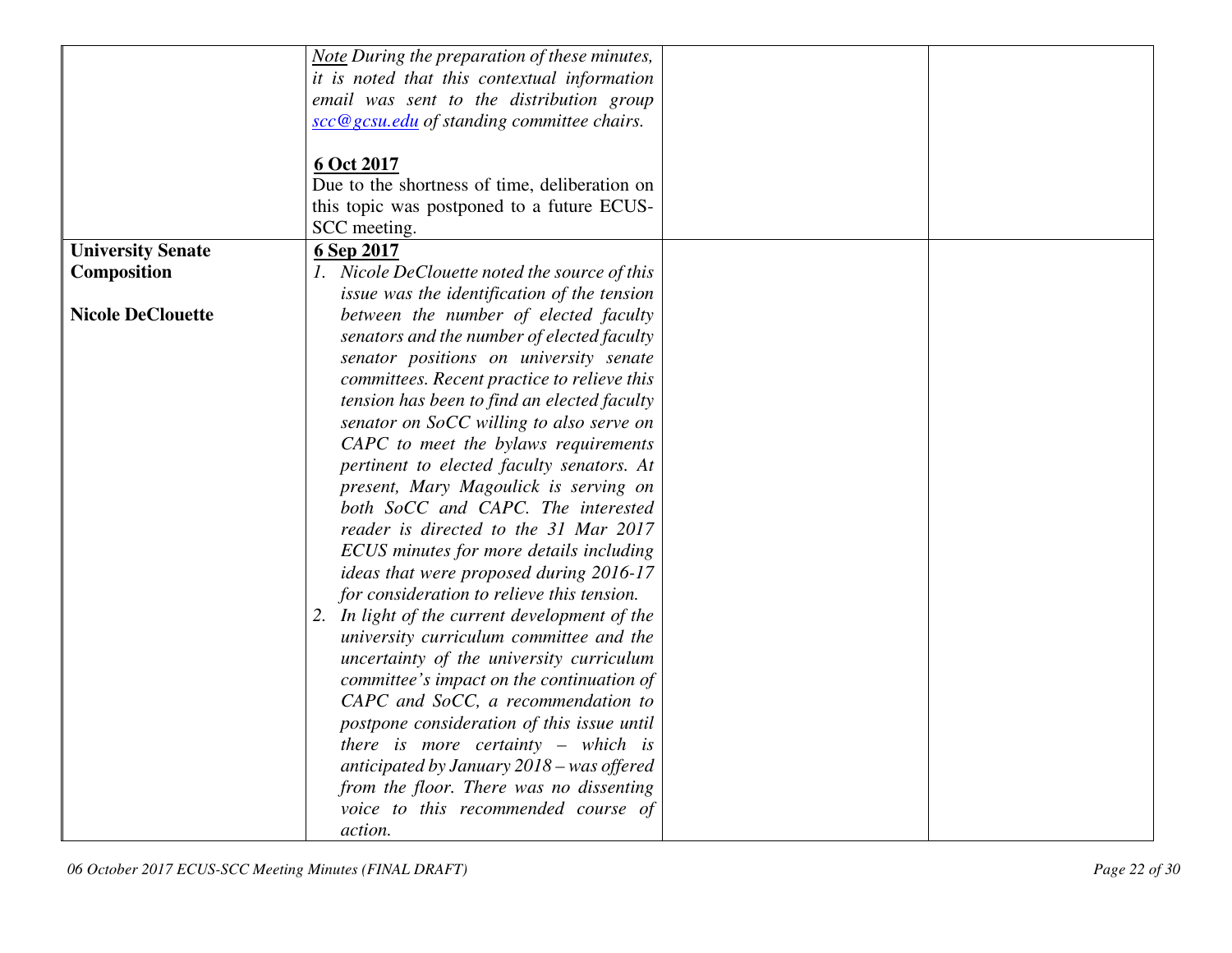| | | | |
|---|---|---|---|
| | *Note During the preparation of these minutes, it is noted that this contextual information email was sent to the distribution group [scc@gcsu.edu](mailto:scc@gcsu.edu) of standing committee chairs.*<br><br>**6 Oct 2017**<br>Due to the shortness of time, deliberation on this topic was postponed to a future ECUS-SCC meeting. | | |
| **University Senate Composition**<br><br>**Nicole DeClouette** | **6 Sep 2017**<br>1. *Nicole DeClouette noted the source of this issue was the identification of the tension between the number of elected faculty senators and the number of elected faculty senator positions on university senate committees. Recent practice to relieve this tension has been to find an elected faculty senator on SoCC willing to also serve on CAPC to meet the bylaws requirements pertinent to elected faculty senators. At present, Mary Magoulick is serving on both SoCC and CAPC. The interested reader is directed to the 31 Mar 2017 ECUS minutes for more details including ideas that were proposed during 2016-17 for consideration to relieve this tension.*<br>2. *In light of the current development of the university curriculum committee and the uncertainty of the university curriculum committee's impact on the continuation of CAPC and SoCC, a recommendation to postpone consideration of this issue until there is more certainty – which is anticipated by January 2018 – was offered from the floor. There was no dissenting voice to this recommended course of action.* | | |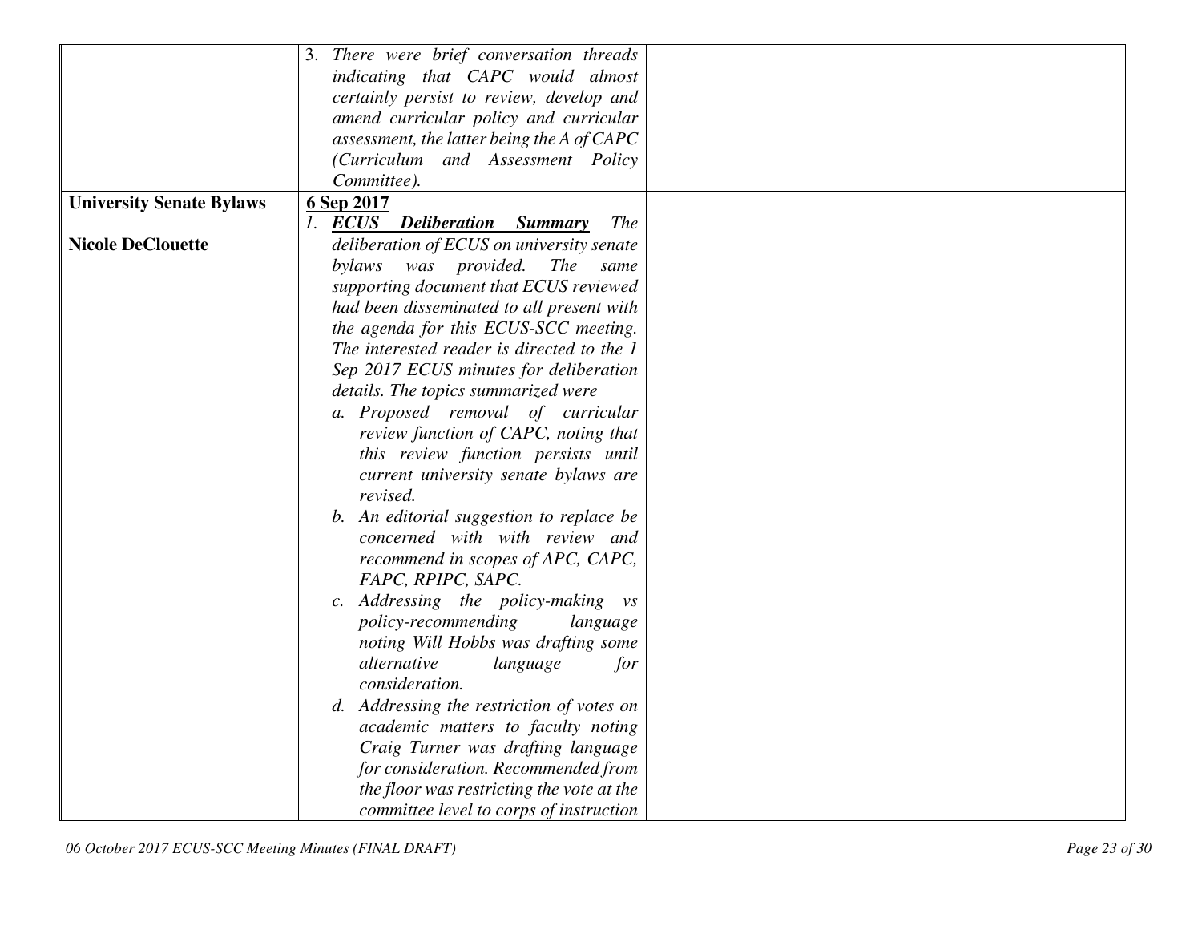|  |  |  |  |
|---|---|---|---|
|  | 3. *There were brief conversation threads indicating that CAPC would almost certainly persist to review, develop and amend curricular policy and curricular assessment, the latter being the A of CAPC (Curriculum and Assessment Policy Committee).* |  |  |
| **University Senate Bylaws**<br><br>**Nicole DeClouette** | <u>**6 Sep 2017**</u><br>1. ***<u>ECUS Deliberation Summary</u>*** *The deliberation of ECUS on university senate bylaws was provided. The same supporting document that ECUS reviewed had been disseminated to all present with the agenda for this ECUS-SCC meeting. The interested reader is directed to the 1 Sep 2017 ECUS minutes for deliberation details. The topics summarized were*<br>a. *Proposed removal of curricular review function of CAPC, noting that this review function persists until current university senate bylaws are revised.*<br>b. *An editorial suggestion to replace be concerned with with review and recommend in scopes of APC, CAPC, FAPC, RPIPC, SAPC.*<br>c. *Addressing the policy-making vs policy-recommending language noting Will Hobbs was drafting some alternative language for consideration.*<br>d. *Addressing the restriction of votes on academic matters to faculty noting Craig Turner was drafting language for consideration. Recommended from the floor was restricting the vote at the committee level to corps of instruction* |  |  |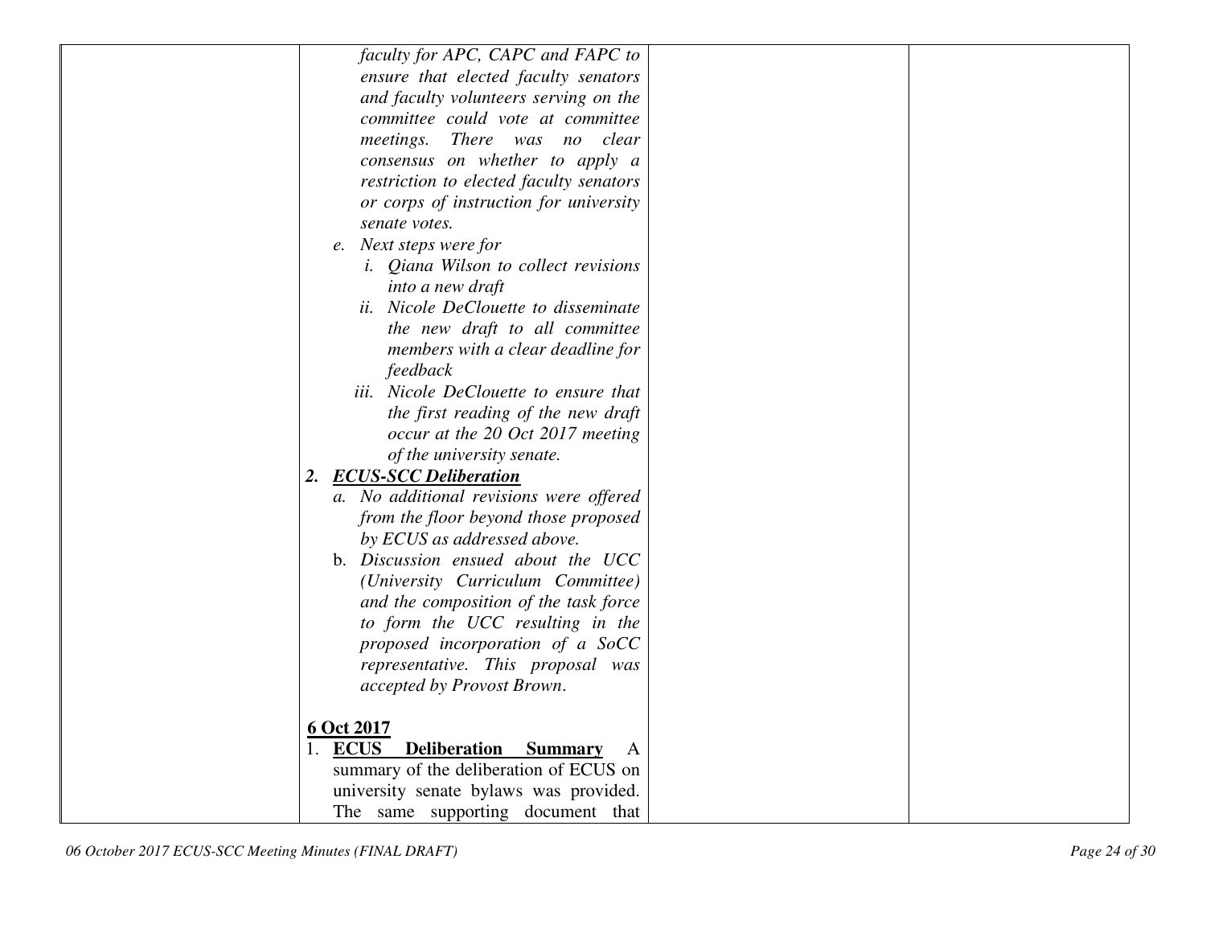| | | | |
|---|---|---|---|
| | *faculty for APC, CAPC and FAPC to ensure that elected faculty senators and faculty volunteers serving on the committee could vote at committee meetings. There was no clear consensus on whether to apply a restriction to elected faculty senators or corps of instruction for university senate votes.*<br>e. *Next steps were for*<br>i. *Qiana Wilson to collect revisions into a new draft*<br>ii. *Nicole DeClouette to disseminate the new draft to all committee members with a clear deadline for feedback*<br>iii. *Nicole DeClouette to ensure that the first reading of the new draft occur at the 20 Oct 2017 meeting of the university senate.*<br>**2. *ECUS-SCC Deliberation***<br>a. *No additional revisions were offered from the floor beyond those proposed by ECUS as addressed above.*<br>b. *Discussion ensued about the UCC (University Curriculum Committee) and the composition of the task force to form the UCC resulting in the proposed incorporation of a SoCC representative. This proposal was accepted by Provost Brown.*<br><br>**6 Oct 2017**<br>1. **ECUS Deliberation Summary** A summary of the deliberation of ECUS on university senate bylaws was provided. The same supporting document that | | |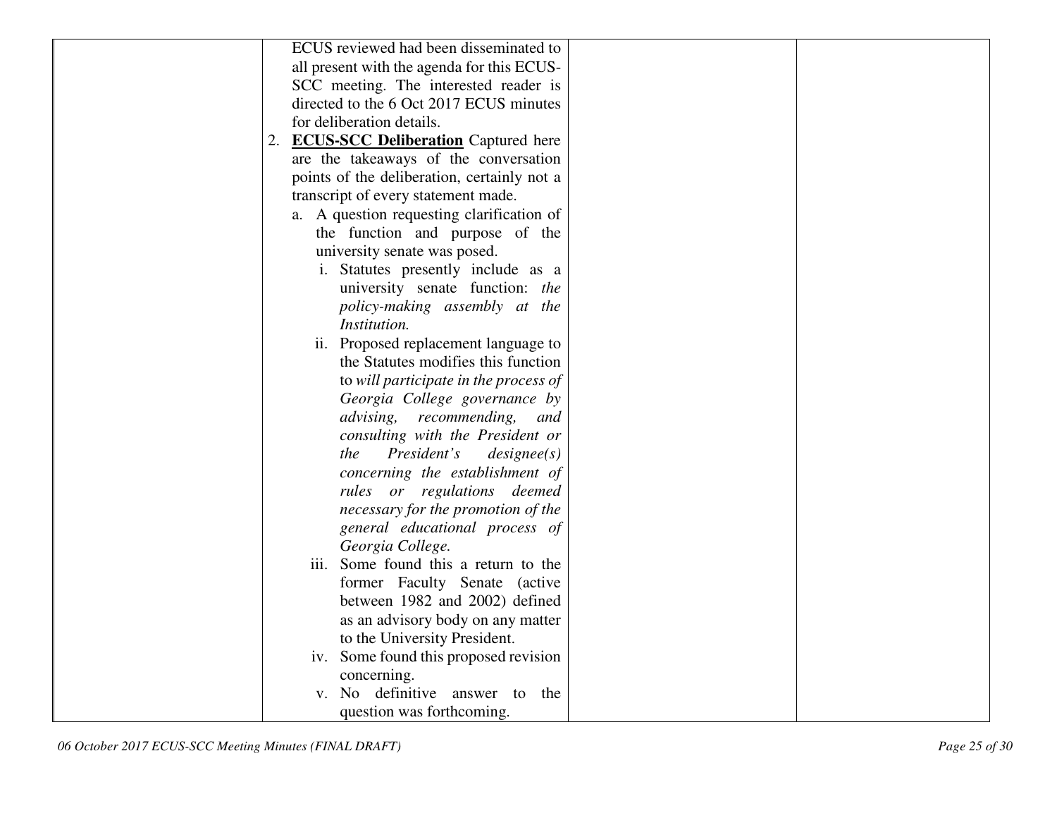| | | | |
|---|---|---|---|
| | ECUS reviewed had been disseminated to all present with the agenda for this ECUS-SCC meeting. The interested reader is directed to the 6 Oct 2017 ECUS minutes for deliberation details.<br>2. **ECUS-SCC Deliberation** Captured here are the takeaways of the conversation points of the deliberation, certainly not a transcript of every statement made.<br>a. A question requesting clarification of the function and purpose of the university senate was posed.<br>i. Statutes presently include as a university senate function: *the policy-making assembly at the Institution.*<br>ii. Proposed replacement language to the Statutes modifies this function to *will participate in the process of Georgia College governance by advising, recommending, and consulting with the President or the President's designee(s) concerning the establishment of rules or regulations deemed necessary for the promotion of the general educational process of Georgia College.*<br>iii. Some found this a return to the former Faculty Senate (active between 1982 and 2002) defined as an advisory body on any matter to the University President.<br>iv. Some found this proposed revision concerning.<br>v. No definitive answer to the question was forthcoming. | | |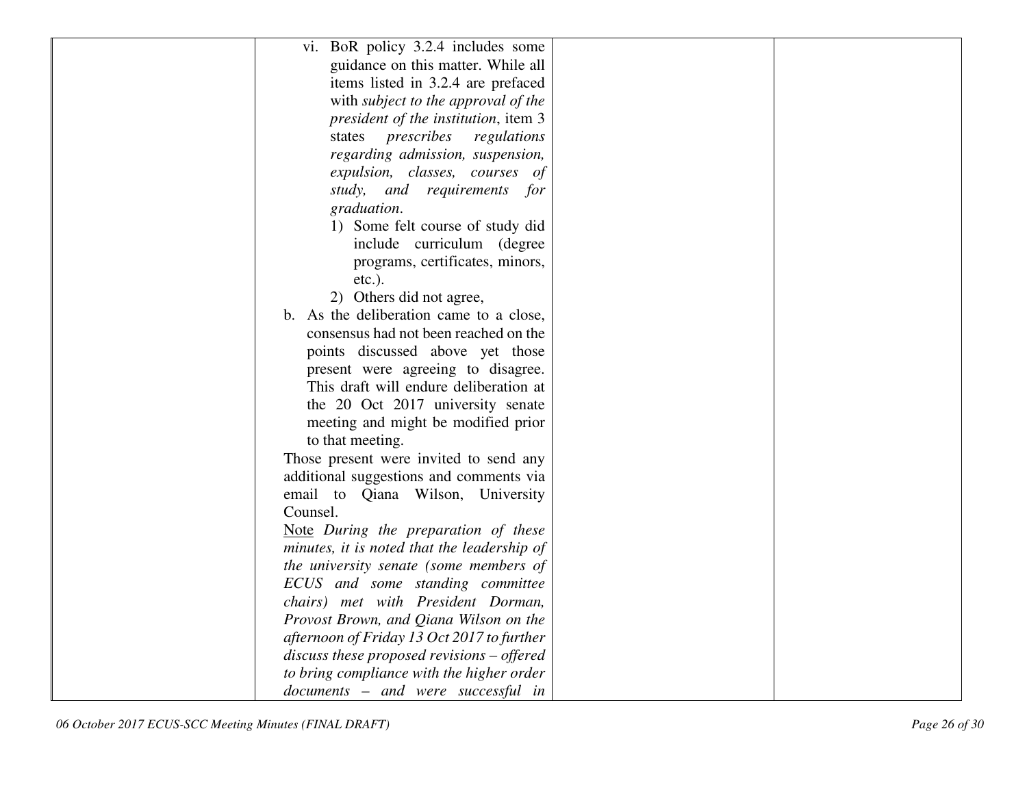| | | | |
|---|---|---|---|
| | vi. BoR policy 3.2.4 includes some guidance on this matter. While all items listed in 3.2.4 are prefaced with *subject to the approval of the president of the institution*, item 3 states *prescribes regulations regarding admission, suspension, expulsion, classes, courses of study, and requirements for graduation*.<br>1) Some felt course of study did include curriculum (degree programs, certificates, minors, etc.).<br>2) Others did not agree,<br>b. As the deliberation came to a close, consensus had not been reached on the points discussed above yet those present were agreeing to disagree. This draft will endure deliberation at the 20 Oct 2017 university senate meeting and might be modified prior to that meeting.<br>Those present were invited to send any additional suggestions and comments via email to Qiana Wilson, University Counsel.<br>Note *During the preparation of these minutes, it is noted that the leadership of the university senate (some members of ECUS and some standing committee chairs) met with President Dorman, Provost Brown, and Qiana Wilson on the afternoon of Friday 13 Oct 2017 to further discuss these proposed revisions – offered to bring compliance with the higher order documents – and were successful in* | | |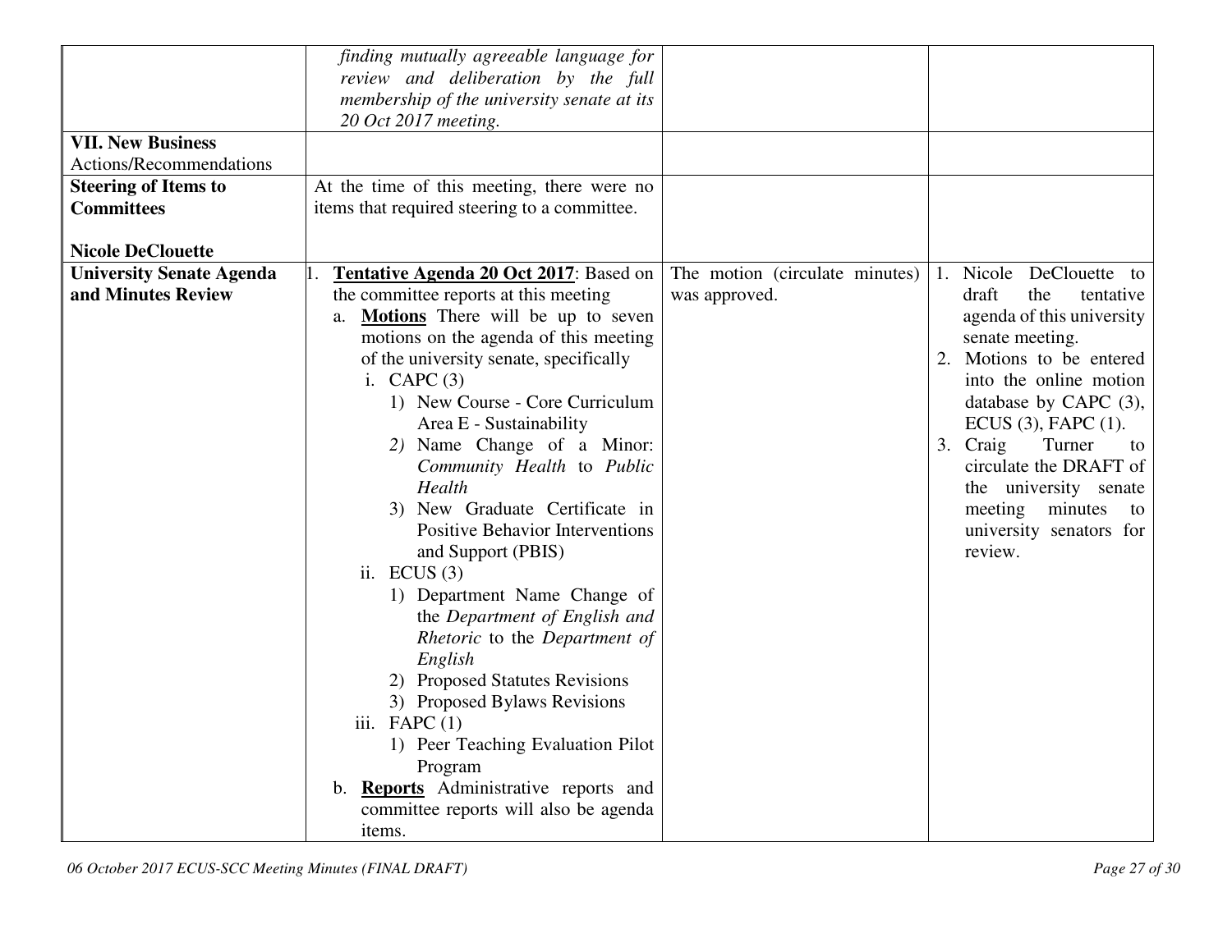| | | | |
|---|---|---|---|
| | *finding mutually agreeable language for review and deliberation by the full membership of the university senate at its 20 Oct 2017 meeting.* | | |
| **VII. New Business** Actions/Recommendations | | | |
| **Steering of Items to Committees**<br><br>**Nicole DeClouette** | At the time of this meeting, there were no items that required steering to a committee. | | |
| **University Senate Agenda and Minutes Review** | 1. **Tentative Agenda 20 Oct 2017**: Based on the committee reports at this meeting<br>a. **Motions** There will be up to seven motions on the agenda of this meeting of the university senate, specifically<br>i. CAPC (3)<br>1) New Course - Core Curriculum Area E - Sustainability<br>*2)* Name Change of a Minor: *Community Health* to *Public Health*<br>3) New Graduate Certificate in Positive Behavior Interventions and Support (PBIS)<br>ii. ECUS (3)<br>1) Department Name Change of the *Department of English and Rhetoric* to the *Department of English*<br>2) Proposed Statutes Revisions<br>3) Proposed Bylaws Revisions<br>iii. FAPC (1)<br>1) Peer Teaching Evaluation Pilot Program<br>b. **Reports** Administrative reports and committee reports will also be agenda items. | The motion (circulate minutes) was approved. | 1. Nicole DeClouette to draft the tentative agenda of this university senate meeting.<br>2. Motions to be entered into the online motion database by CAPC (3), ECUS (3), FAPC (1).<br>3. Craig Turner to circulate the DRAFT of the university senate meeting minutes to university senators for review. |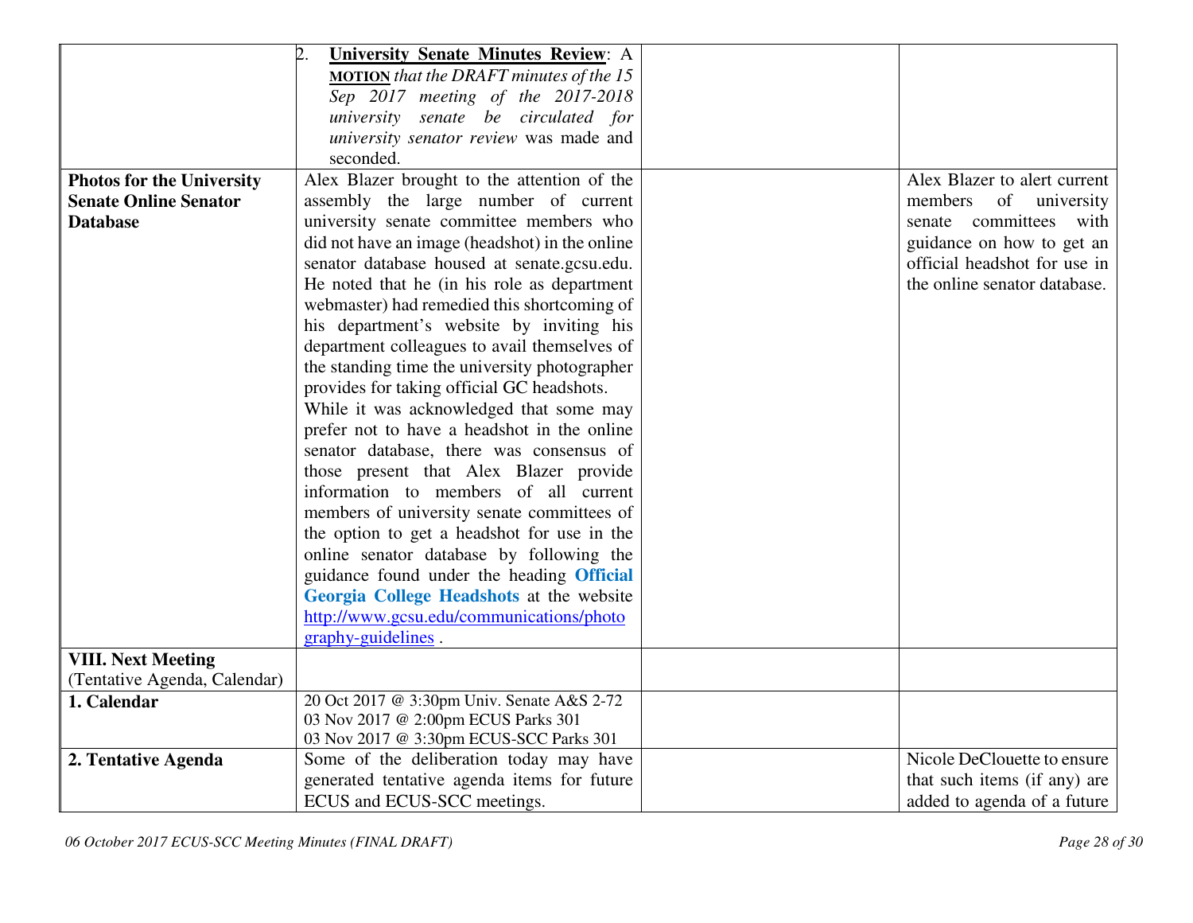| | | | |
|---|---|---|---|
| | 2. **University Senate Minutes Review**: A **MOTION** *that the DRAFT minutes of the 15 Sep 2017 meeting of the 2017-2018 university senate be circulated for university senator review* was made and seconded. | | |
| **Photos for the University Senate Online Senator Database** | Alex Blazer brought to the attention of the assembly the large number of current university senate committee members who did not have an image (headshot) in the online senator database housed at senate.gcsu.edu. He noted that he (in his role as department webmaster) had remedied this shortcoming of his department's website by inviting his department colleagues to avail themselves of the standing time the university photographer provides for taking official GC headshots. While it was acknowledged that some may prefer not to have a headshot in the online senator database, there was consensus of those present that Alex Blazer provide information to members of all current members of university senate committees of the option to get a headshot for use in the online senator database by following the guidance found under the heading **Official Georgia College Headshots** at the website http://www.gcsu.edu/communications/photography-guidelines . | | Alex Blazer to alert current members of university senate committees with guidance on how to get an official headshot for use in the online senator database. |
| **VIII. Next Meeting** (Tentative Agenda, Calendar) | | | |
| **1. Calendar** | 20 Oct 2017 @ 3:30pm Univ. Senate A&S 2-72<br>03 Nov 2017 @ 2:00pm ECUS Parks 301<br>03 Nov 2017 @ 3:30pm ECUS-SCC Parks 301 | | |
| **2. Tentative Agenda** | Some of the deliberation today may have generated tentative agenda items for future ECUS and ECUS-SCC meetings. | | Nicole DeClouette to ensure that such items (if any) are added to agenda of a future |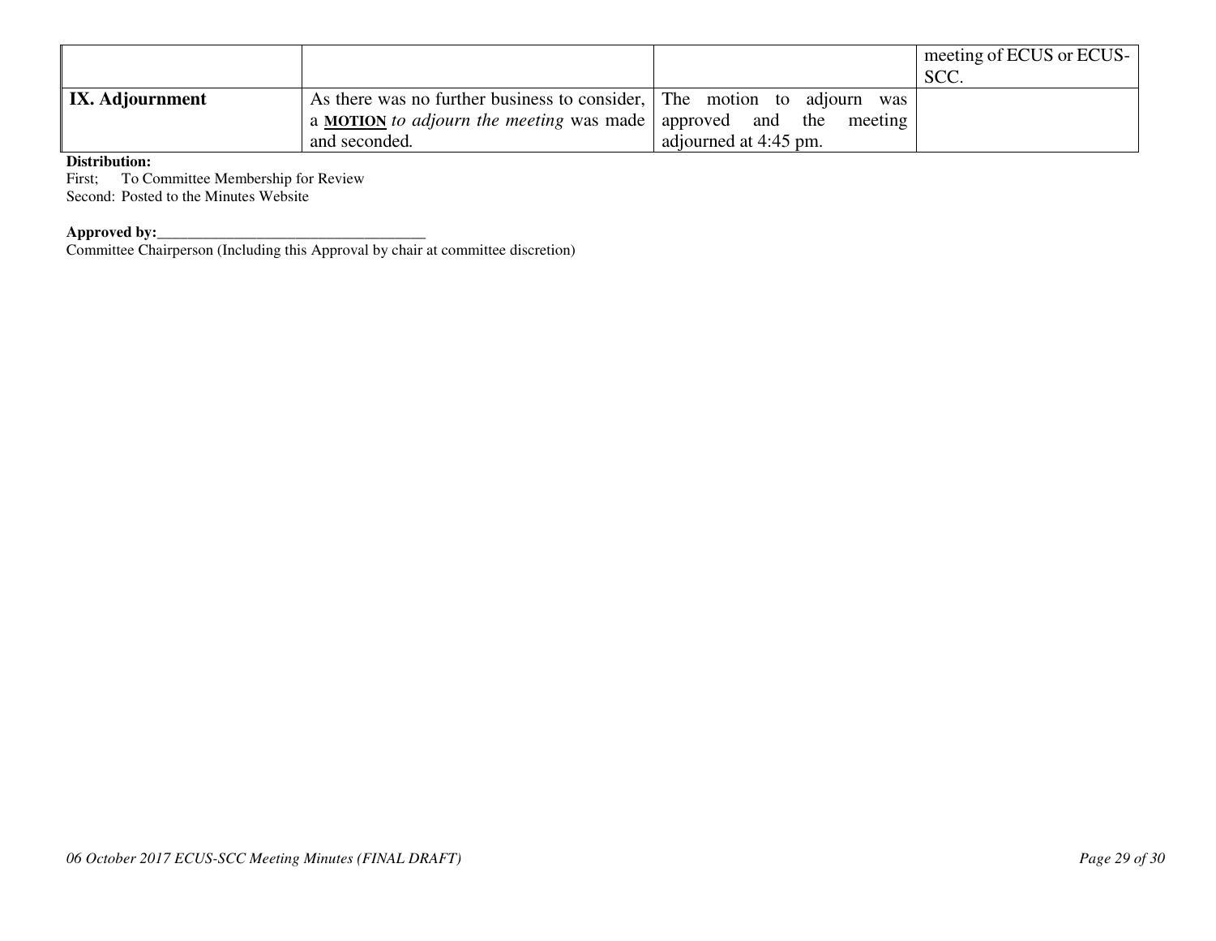| | | | |
|---|---|---|---|
| | | | meeting of ECUS or ECUS-SCC. |
| **IX. Adjournment** | As there was no further business to consider, a **MOTION** *to adjourn the meeting* was made and seconded. | The motion to adjourn was approved and the meeting adjourned at 4:45 pm. | |

**Distribution:**
First; To Committee Membership for Review
Second: Posted to the Minutes Website

**Approved by:**___________________________________
Committee Chairperson (Including this Approval by chair at committee discretion)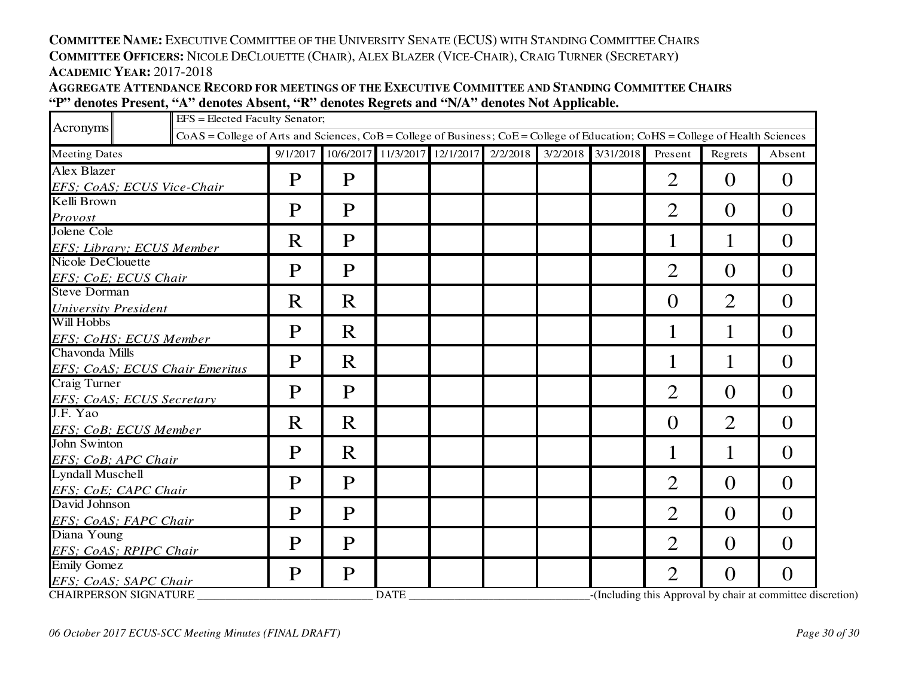**Committee Name:** Executive Committee of the University Senate (ECUS) with Standing Committee Chairs
**Committee Officers:** Nicole DeClouette (Chair), Alex Blazer (Vice-Chair), Craig Turner (Secretary)
**Academic Year:** 2017-2018
**Aggregate Attendance Record for meetings of the Executive Committee and Standing Committee Chairs**
**"P" denotes Present, "A" denotes Absent, "R" denotes Regrets and "N/A" denotes Not Applicable.**

| Acronyms | EFS = Elected Faculty Senator; CoAS = College of Arts and Sciences, CoB = College of Business; CoE = College of Education; CoHS = College of Health Sciences | | | | | | | | | |
|---|---|---|---|---|---|---|---|---|---|---|
| Meeting Dates | 9/1/2017 | 10/6/2017 | 11/3/2017 | 12/1/2017 | 2/2/2018 | 3/2/2018 | 3/31/2018 | Present | Regrets | Absent |
| Alex Blazer *EFS; CoAS; ECUS Vice-Chair* | P | P | | | | | | 2 | 0 | 0 |
| Kelli Brown *Provost* | P | P | | | | | | 2 | 0 | 0 |
| Jolene Cole *EFS; Library; ECUS Member* | R | P | | | | | | 1 | 1 | 0 |
| Nicole DeClouette *EFS; CoE; ECUS Chair* | P | P | | | | | | 2 | 0 | 0 |
| Steve Dorman *University President* | R | R | | | | | | 0 | 2 | 0 |
| Will Hobbs *EFS; CoHS; ECUS Member* | P | R | | | | | | 1 | 1 | 0 |
| Chavonda Mills *EFS; CoAS; ECUS Chair Emeritus* | P | R | | | | | | 1 | 1 | 0 |
| Craig Turner *EFS; CoAS; ECUS Secretary* | P | P | | | | | | 2 | 0 | 0 |
| J.F. Yao *EFS; CoB; ECUS Member* | R | R | | | | | | 0 | 2 | 0 |
| John Swinton *EFS; CoB; APC Chair* | P | R | | | | | | 1 | 1 | 0 |
| Lyndall Muschell *EFS; CoE; CAPC Chair* | P | P | | | | | | 2 | 0 | 0 |
| David Johnson *EFS; CoAS; FAPC Chair* | P | P | | | | | | 2 | 0 | 0 |
| Diana Young *EFS; CoAS; RPIPC Chair* | P | P | | | | | | 2 | 0 | 0 |
| Emily Gomez *EFS; CoAS; SAPC Chair* | P | P | | | | | | 2 | 0 | 0 |

CHAIRPERSON SIGNATURE ______________________________ DATE ________________________________-(Including this Approval by chair at committee discretion)